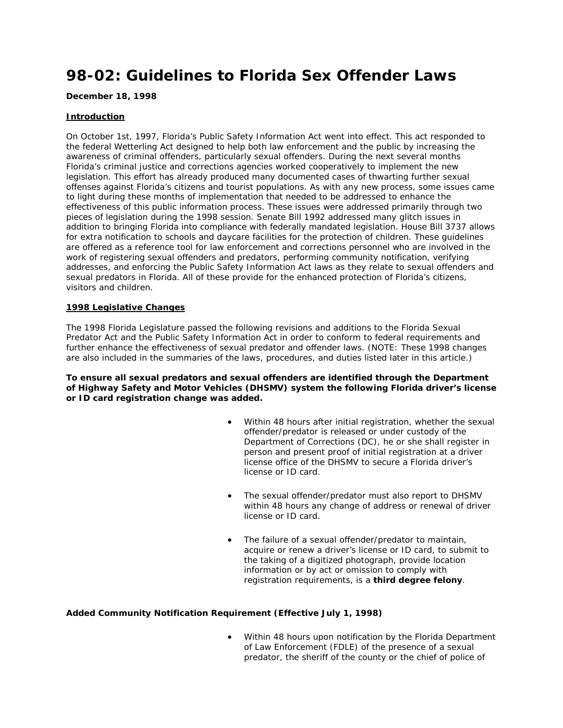# 98-02: Guidelines to Florida Sex Offender Laws

**December 18, 1998**

**Introduction**

On October 1st, 1997, Florida's Public Safety Information Act went into effect. This act responded to the federal Wetterling Act designed to help both law enforcement and the public by increasing the awareness of criminal offenders, particularly sexual offenders. During the next several months Florida's criminal justice and corrections agencies worked cooperatively to implement the new legislation. This effort has already produced many documented cases of thwarting further sexual offenses against Florida's citizens and tourist populations. As with any new process, some issues came to light during these months of implementation that needed to be addressed to enhance the effectiveness of this public information process. These issues were addressed primarily through two pieces of legislation during the 1998 session. Senate Bill 1992 addressed many glitch issues in addition to bringing Florida into compliance with federally mandated legislation. House Bill 3737 allows for extra notification to schools and daycare facilities for the protection of children. These guidelines are offered as a reference tool for law enforcement and corrections personnel who are involved in the work of registering sexual offenders and predators, performing community notification, verifying addresses, and enforcing the Public Safety Information Act laws as they relate to sexual offenders and sexual predators in Florida. All of these provide for the enhanced protection of Florida's citizens, visitors and children.

**1998 Legislative Changes**

The 1998 Florida Legislature passed the following revisions and additions to the Florida Sexual Predator Act and the Public Safety Information Act in order to conform to federal requirements and further enhance the effectiveness of sexual predator and offender laws. (NOTE: These 1998 changes are also included in the summaries of the laws, procedures, and duties listed later in this article.)

**To ensure all sexual predators and sexual offenders are identified through the Department of Highway Safety and Motor Vehicles (DHSMV) system the following Florida driver's license or ID card registration change was added.**

- Within 48 hours after initial registration, whether the sexual offender/predator is released or under custody of the Department of Corrections (DC), he or she shall register in person and present proof of initial registration at a driver license office of the DHSMV to secure a Florida driver's license or ID card.

- The sexual offender/predator must also report to DHSMV within 48 hours any change of address or renewal of driver license or ID card.

- The failure of a sexual offender/predator to maintain, acquire or renew a driver's license or ID card, to submit to the taking of a digitized photograph, provide location information or by act or omission to comply with registration requirements, is a **third degree felony**.

**Added Community Notification Requirement (Effective July 1, 1998)**

- Within 48 hours upon notification by the Florida Department of Law Enforcement (FDLE) of the presence of a sexual predator, the sheriff of the county or the chief of police of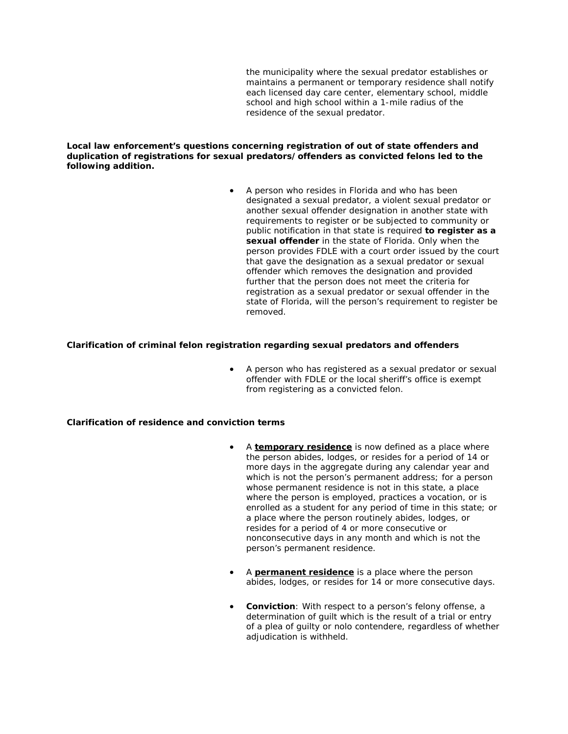the municipality where the sexual predator establishes or maintains a permanent or temporary residence shall notify each licensed day care center, elementary school, middle school and high school within a 1-mile radius of the residence of the sexual predator.

**Local law enforcement's questions concerning registration of out of state offenders and duplication of registrations for sexual predators/offenders as convicted felons led to the following addition.**

- A person who resides in Florida and who has been designated a sexual predator, a violent sexual predator or another sexual offender designation in another state with requirements to register or be subjected to community or public notification in that state is required **to register as a sexual offender** in the state of Florida. Only when the person provides FDLE with a court order issued by the court that gave the designation as a sexual predator or sexual offender which removes the designation and provided further that the person does not meet the criteria for registration as a sexual predator or sexual offender in the state of Florida, will the person's requirement to register be removed.

**Clarification of criminal felon registration regarding sexual predators and offenders**

- A person who has registered as a sexual predator or sexual offender with FDLE or the local sheriff's office is exempt from registering as a convicted felon.

**Clarification of residence and conviction terms**

- A **temporary residence** is now defined as a place where the person abides, lodges, or resides for a period of 14 or more days in the aggregate during any calendar year and which is not the person's permanent address; for a person whose permanent residence is not in this state, a place where the person is employed, practices a vocation, or is enrolled as a student for any period of time in this state; or a place where the person routinely abides, lodges, or resides for a period of 4 or more consecutive or nonconsecutive days in any month and which is not the person's permanent residence.

- A **permanent residence** is a place where the person abides, lodges, or resides for 14 or more consecutive days.

- **Conviction**: With respect to a person's felony offense, a determination of guilt which is the result of a trial or entry of a plea of guilty or nolo contendere, regardless of whether adjudication is withheld.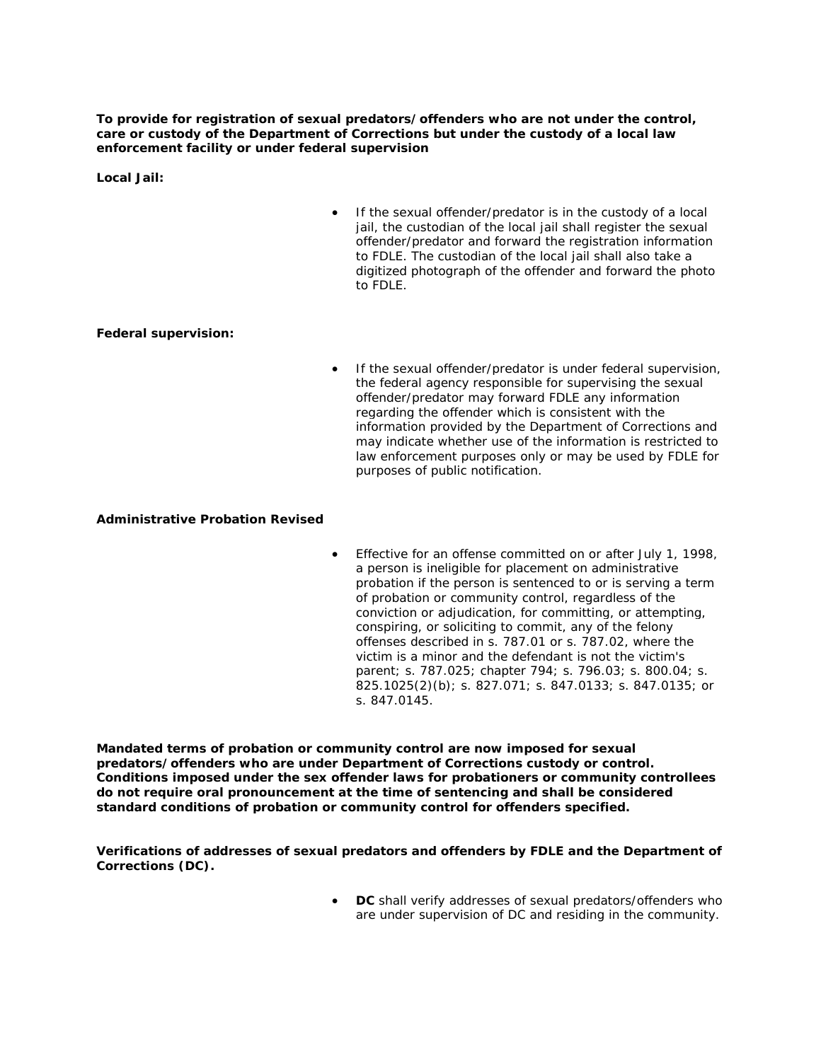**To provide for registration of sexual predators/offenders who are not under the control, care or custody of the Department of Corrections but under the custody of a local law enforcement facility or under federal supervision**

**Local Jail:**

- If the sexual offender/predator is in the custody of a local jail, the custodian of the local jail shall register the sexual offender/predator and forward the registration information to FDLE. The custodian of the local jail shall also take a digitized photograph of the offender and forward the photo to FDLE.

**Federal supervision:**

- If the sexual offender/predator is under federal supervision, the federal agency responsible for supervising the sexual offender/predator may forward FDLE any information regarding the offender which is consistent with the information provided by the Department of Corrections and may indicate whether use of the information is restricted to law enforcement purposes only or may be used by FDLE for purposes of public notification.

**Administrative Probation Revised**

- Effective for an offense committed on or after July 1, 1998, a person is ineligible for placement on administrative probation if the person is sentenced to or is serving a term of probation or community control, regardless of the conviction or adjudication, for committing, or attempting, conspiring, or soliciting to commit, any of the felony offenses described in s. 787.01 or s. 787.02, where the victim is a minor and the defendant is not the victim's parent; s. 787.025; chapter 794; s. 796.03; s. 800.04; s. 825.1025(2)(b); s. 827.071; s. 847.0133; s. 847.0135; or s. 847.0145.

**Mandated terms of probation or community control are now imposed for sexual predators/offenders who are under Department of Corrections custody or control. Conditions imposed under the sex offender laws for probationers or community controllees do not require oral pronouncement at the time of sentencing and shall be considered standard conditions of probation or community control for offenders specified.**

**Verifications of addresses of sexual predators and offenders by FDLE and the Department of Corrections (DC).**

- **DC** shall verify addresses of sexual predators/offenders who are under supervision of DC and residing in the community.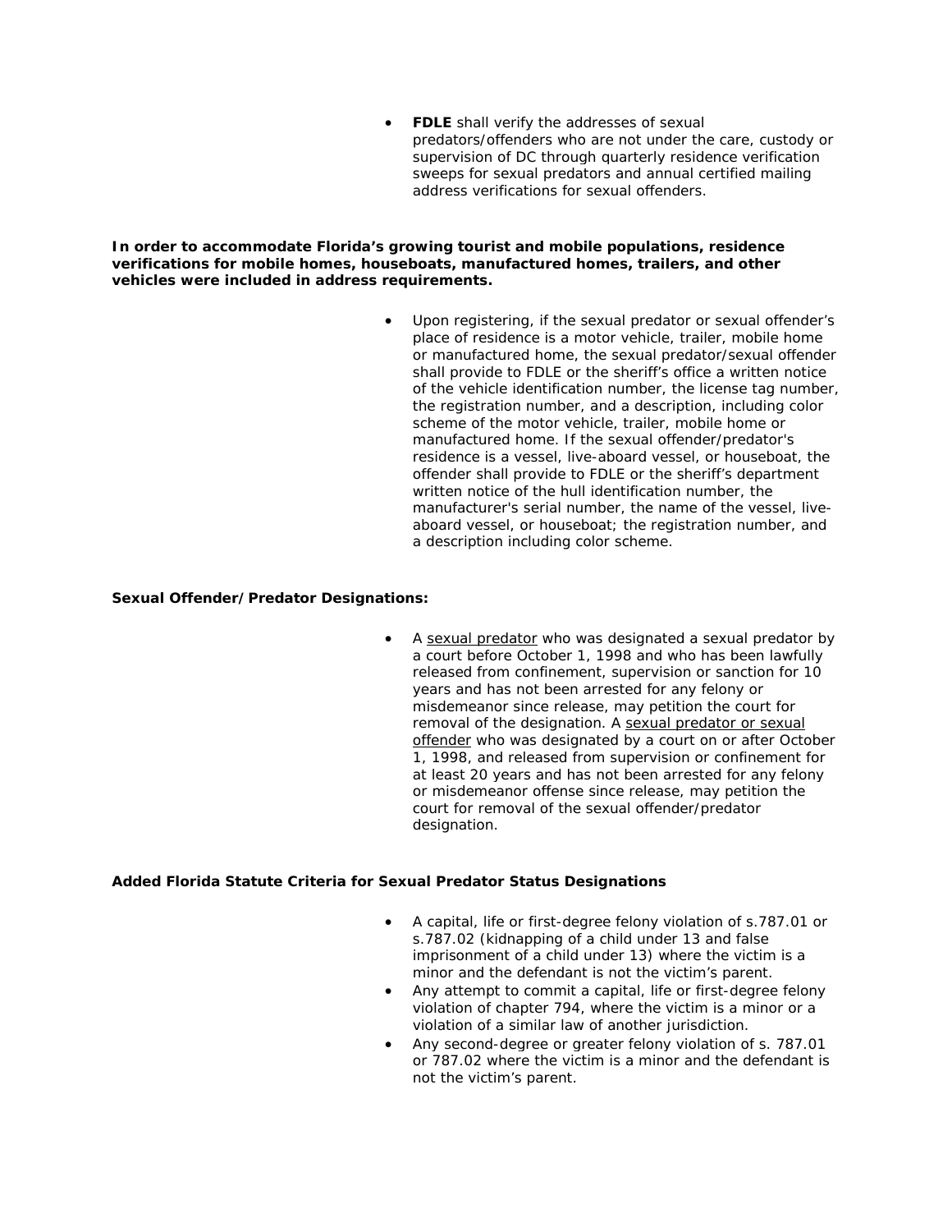- **FDLE** shall verify the addresses of sexual predators/offenders who are not under the care, custody or supervision of DC through quarterly residence verification sweeps for sexual predators and annual certified mailing address verifications for sexual offenders.

**In order to accommodate Florida's growing tourist and mobile populations, residence verifications for mobile homes, houseboats, manufactured homes, trailers, and other vehicles were included in address requirements.**

- Upon registering, if the sexual predator or sexual offender's place of residence is a motor vehicle, trailer, mobile home or manufactured home, the sexual predator/sexual offender shall provide to FDLE or the sheriff's office a written notice of the vehicle identification number, the license tag number, the registration number, and a description, including color scheme of the motor vehicle, trailer, mobile home or manufactured home. If the sexual offender/predator's residence is a vessel, live-aboard vessel, or houseboat, the offender shall provide to FDLE or the sheriff's department written notice of the hull identification number, the manufacturer's serial number, the name of the vessel, live-aboard vessel, or houseboat; the registration number, and a description including color scheme.

**Sexual Offender/Predator Designations:**

- A <u>sexual predator</u> who was designated a sexual predator by a court before October 1, 1998 and who has been lawfully released from confinement, supervision or sanction for 10 years and has not been arrested for any felony or misdemeanor since release, may petition the court for removal of the designation. A <u>sexual predator or sexual offender</u> who was designated by a court on or after October 1, 1998, and released from supervision or confinement for at least 20 years and has not been arrested for any felony or misdemeanor offense since release, may petition the court for removal of the sexual offender/predator designation.

**Added Florida Statute Criteria for Sexual Predator Status Designations**

- A capital, life or first-degree felony violation of s.787.01 or s.787.02 (kidnapping of a child under 13 and false imprisonment of a child under 13) where the victim is a minor and the defendant is not the victim's parent.
- Any attempt to commit a capital, life or first-degree felony violation of chapter 794, where the victim is a minor or a violation of a similar law of another jurisdiction.
- Any second-degree or greater felony violation of s. 787.01 or 787.02 where the victim is a minor and the defendant is not the victim's parent.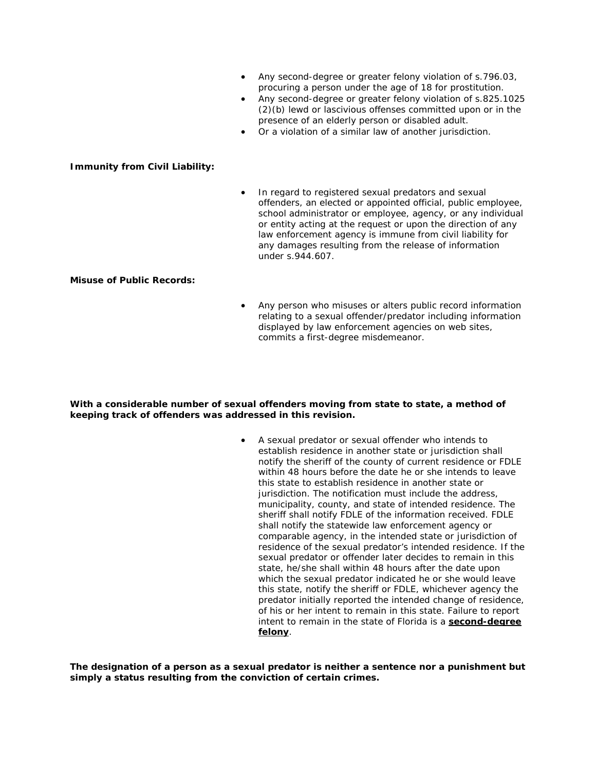- Any second-degree or greater felony violation of s.796.03, procuring a person under the age of 18 for prostitution.
- Any second-degree or greater felony violation of s.825.1025 (2)(b) lewd or lascivious offenses committed upon or in the presence of an elderly person or disabled adult.
- Or a violation of a similar law of another jurisdiction.

**Immunity from Civil Liability:**

- In regard to registered sexual predators and sexual offenders, an elected or appointed official, public employee, school administrator or employee, agency, or any individual or entity acting at the request or upon the direction of any law enforcement agency is immune from civil liability for any damages resulting from the release of information under s.944.607.

**Misuse of Public Records:**

- Any person who misuses or alters public record information relating to a sexual offender/predator including information displayed by law enforcement agencies on web sites, commits a first-degree misdemeanor.

**With a considerable number of sexual offenders moving from state to state, a method of keeping track of offenders was addressed in this revision.**

- A sexual predator or sexual offender who intends to establish residence in another state or jurisdiction shall notify the sheriff of the county of current residence or FDLE within 48 hours before the date he or she intends to leave this state to establish residence in another state or jurisdiction. The notification must include the address, municipality, county, and state of intended residence. The sheriff shall notify FDLE of the information received. FDLE shall notify the statewide law enforcement agency or comparable agency, in the intended state or jurisdiction of residence of the sexual predator's intended residence. If the sexual predator or offender later decides to remain in this state, he/she shall within 48 hours after the date upon which the sexual predator indicated he or she would leave this state, notify the sheriff or FDLE, whichever agency the predator initially reported the intended change of residence, of his or her intent to remain in this state. Failure to report intent to remain in the state of Florida is a **second-degree felony**.

**The designation of a person as a sexual predator is neither a sentence nor a punishment but simply a status resulting from the conviction of certain crimes.**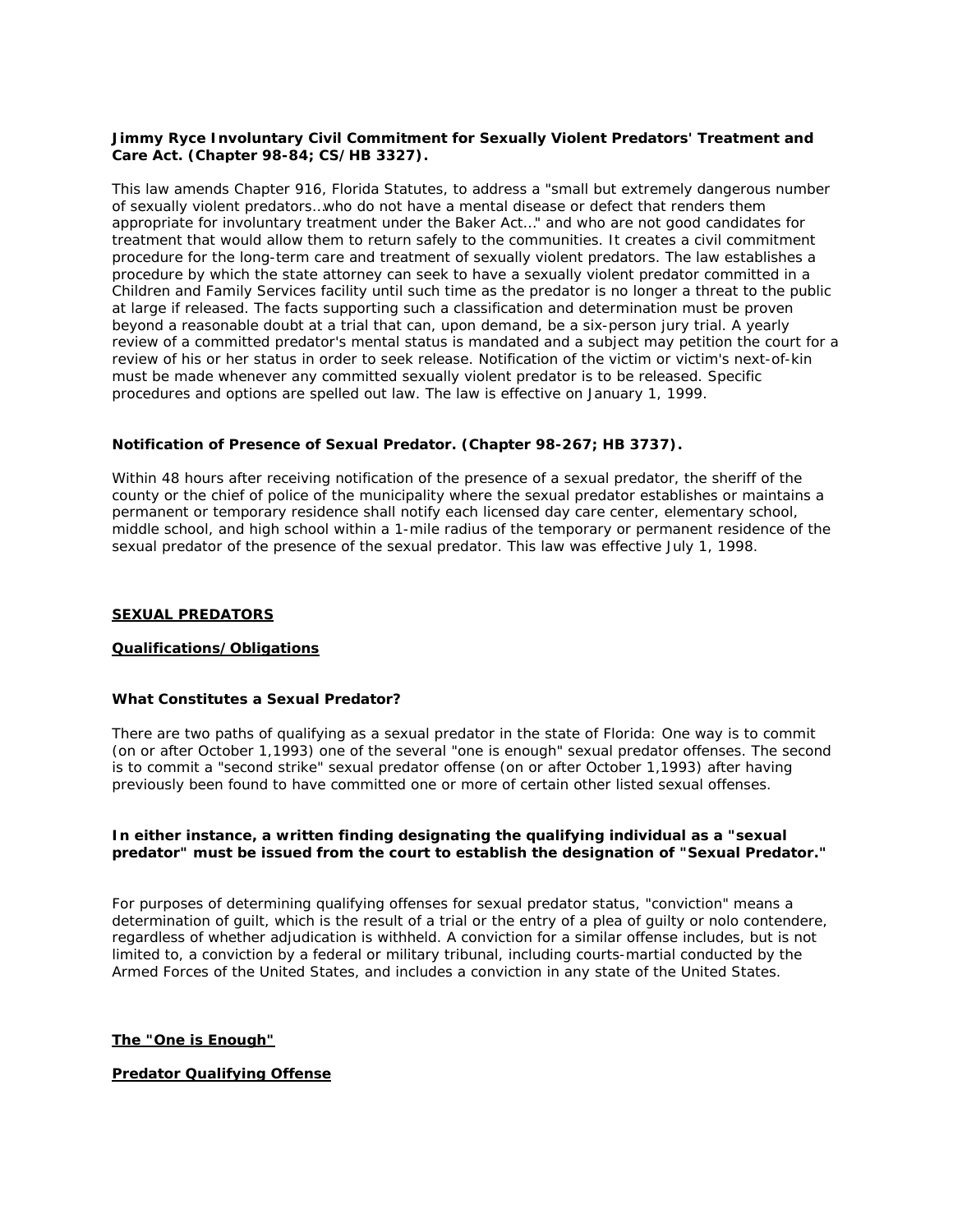**Jimmy Ryce Involuntary Civil Commitment for Sexually Violent Predators' Treatment and Care Act. (Chapter 98-84; CS/HB 3327).**

This law amends Chapter 916, Florida Statutes, to address a "small but extremely dangerous number of sexually violent predators…who do not have a mental disease or defect that renders them appropriate for involuntary treatment under the Baker Act…" and who are not good candidates for treatment that would allow them to return safely to the communities. It creates a civil commitment procedure for the long-term care and treatment of sexually violent predators. The law establishes a procedure by which the state attorney can seek to have a sexually violent predator committed in a Children and Family Services facility until such time as the predator is no longer a threat to the public at large if released. The facts supporting such a classification and determination must be proven beyond a reasonable doubt at a trial that can, upon demand, be a six-person jury trial. A yearly review of a committed predator's mental status is mandated and a subject may petition the court for a review of his or her status in order to seek release. Notification of the victim or victim's next-of-kin must be made whenever any committed sexually violent predator is to be released. Specific procedures and options are spelled out law. The law is effective on January 1, 1999.

**Notification of Presence of Sexual Predator. (Chapter 98-267; HB 3737).**

Within 48 hours after receiving notification of the presence of a sexual predator, the sheriff of the county or the chief of police of the municipality where the sexual predator establishes or maintains a permanent or temporary residence shall notify each licensed day care center, elementary school, middle school, and high school within a 1-mile radius of the temporary or permanent residence of the sexual predator of the presence of the sexual predator. This law was effective July 1, 1998.

## SEXUAL PREDATORS

### Qualifications/Obligations

**What Constitutes a Sexual Predator?**

There are two paths of qualifying as a sexual predator in the state of Florida: One way is to commit (on or after October 1,1993) one of the several "one is enough" sexual predator offenses. The second is to commit a "second strike" sexual predator offense (on or after October 1,1993) after having previously been found to have committed one or more of certain other listed sexual offenses.

**In either instance, a written finding designating the qualifying individual as a "sexual predator" must be issued from the court to establish the designation of "Sexual Predator."**

For purposes of determining qualifying offenses for sexual predator status, "conviction" means a determination of guilt, which is the result of a trial or the entry of a plea of guilty or nolo contendere, regardless of whether adjudication is withheld. A conviction for a similar offense includes, but is not limited to, a conviction by a federal or military tribunal, including courts-martial conducted by the Armed Forces of the United States, and includes a conviction in any state of the United States.

### The "One is Enough"

### Predator Qualifying Offense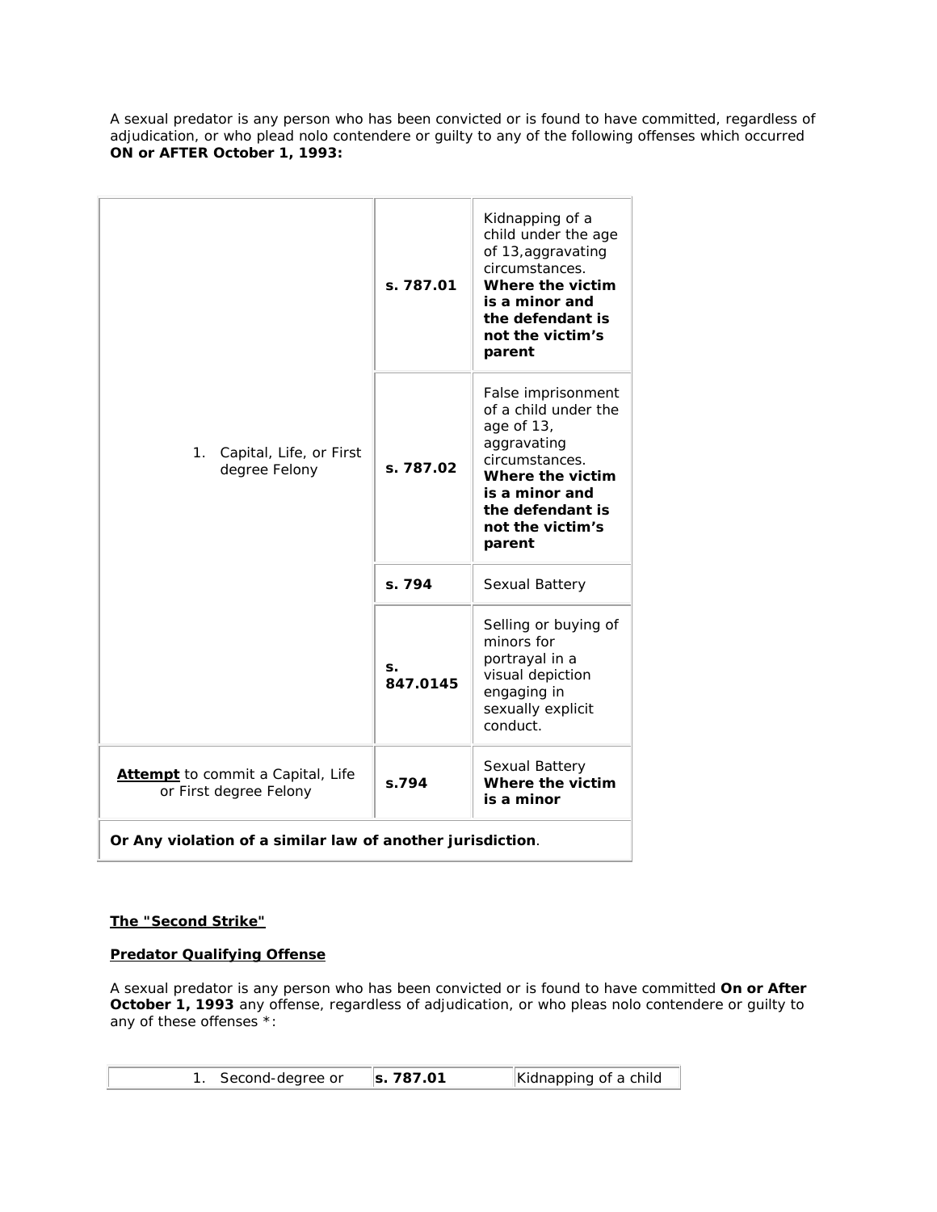A sexual predator is any person who has been convicted or is found to have committed, regardless of adjudication, or who plead nolo contendere or guilty to any of the following offenses which occurred **ON or AFTER October 1, 1993:**

| | | |
|---|---|---|
| 1. Capital, Life, or First degree Felony | **s. 787.01** | Kidnapping of a child under the age of 13,aggravating circumstances. **Where the victim is a minor and the defendant is not the victim's parent** |
| | **s. 787.02** | False imprisonment of a child under the age of 13, aggravating circumstances. **Where the victim is a minor and the defendant is not the victim's parent** |
| | **s. 794** | Sexual Battery |
| | **s. 847.0145** | Selling or buying of minors for portrayal in a visual depiction engaging in sexually explicit conduct. |
| **Attempt** to commit a Capital, Life or First degree Felony | **s.794** | Sexual Battery **Where the victim is a minor** |
| **Or Any violation of a similar law of another jurisdiction**. | | |

**The "Second Strike"**

**Predator Qualifying Offense**

A sexual predator is any person who has been convicted or is found to have committed **On or After October 1, 1993** any offense, regardless of adjudication, or who pleas nolo contendere or guilty to any of these offenses *:

| | | |
|---|---|---|
| 1. Second-degree or | **s. 787.01** | Kidnapping of a child |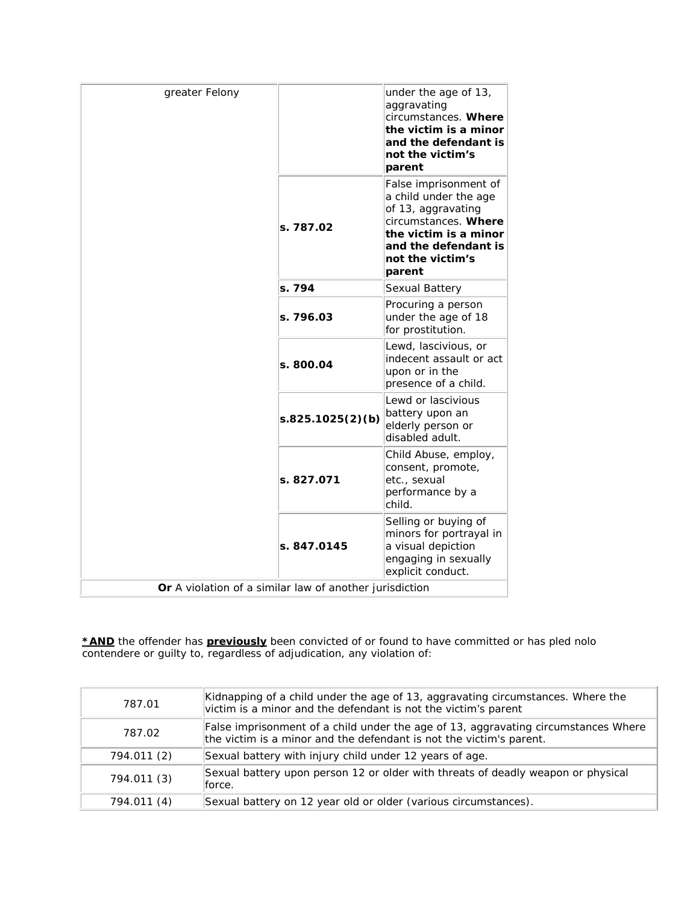| greater Felony | | under the age of 13, aggravating circumstances. **Where the victim is a minor and the defendant is not the victim's parent** |
|---|---|---|
| | **s. 787.02** | False imprisonment of a child under the age of 13, aggravating circumstances. **Where the victim is a minor and the defendant is not the victim's parent** |
| | **s. 794** | Sexual Battery |
| | **s. 796.03** | Procuring a person under the age of 18 for prostitution. |
| | **s. 800.04** | Lewd, lascivious, or indecent assault or act upon or in the presence of a child. |
| | **s.825.1025(2)(b)** | Lewd or lascivious battery upon an elderly person or disabled adult. |
| | **s. 827.071** | Child Abuse, employ, consent, promote, etc., sexual performance by a child. |
| | **s. 847.0145** | Selling or buying of minors for portrayal in a visual depiction engaging in sexually explicit conduct. |
| **Or** A violation of a similar law of another jurisdiction | | |

**<u>*AND</u>** the offender has **<u>previously</u>** been convicted of or found to have committed or has pled nolo contendere or guilty to, regardless of adjudication, any violation of:

| | |
|---|---|
| 787.01 | Kidnapping of a child under the age of 13, aggravating circumstances. Where the victim is a minor and the defendant is not the victim's parent |
| 787.02 | False imprisonment of a child under the age of 13, aggravating circumstances Where the victim is a minor and the defendant is not the victim's parent. |
| 794.011 (2) | Sexual battery with injury child under 12 years of age. |
| 794.011 (3) | Sexual battery upon person 12 or older with threats of deadly weapon or physical force. |
| 794.011 (4) | Sexual battery on 12 year old or older (various circumstances). |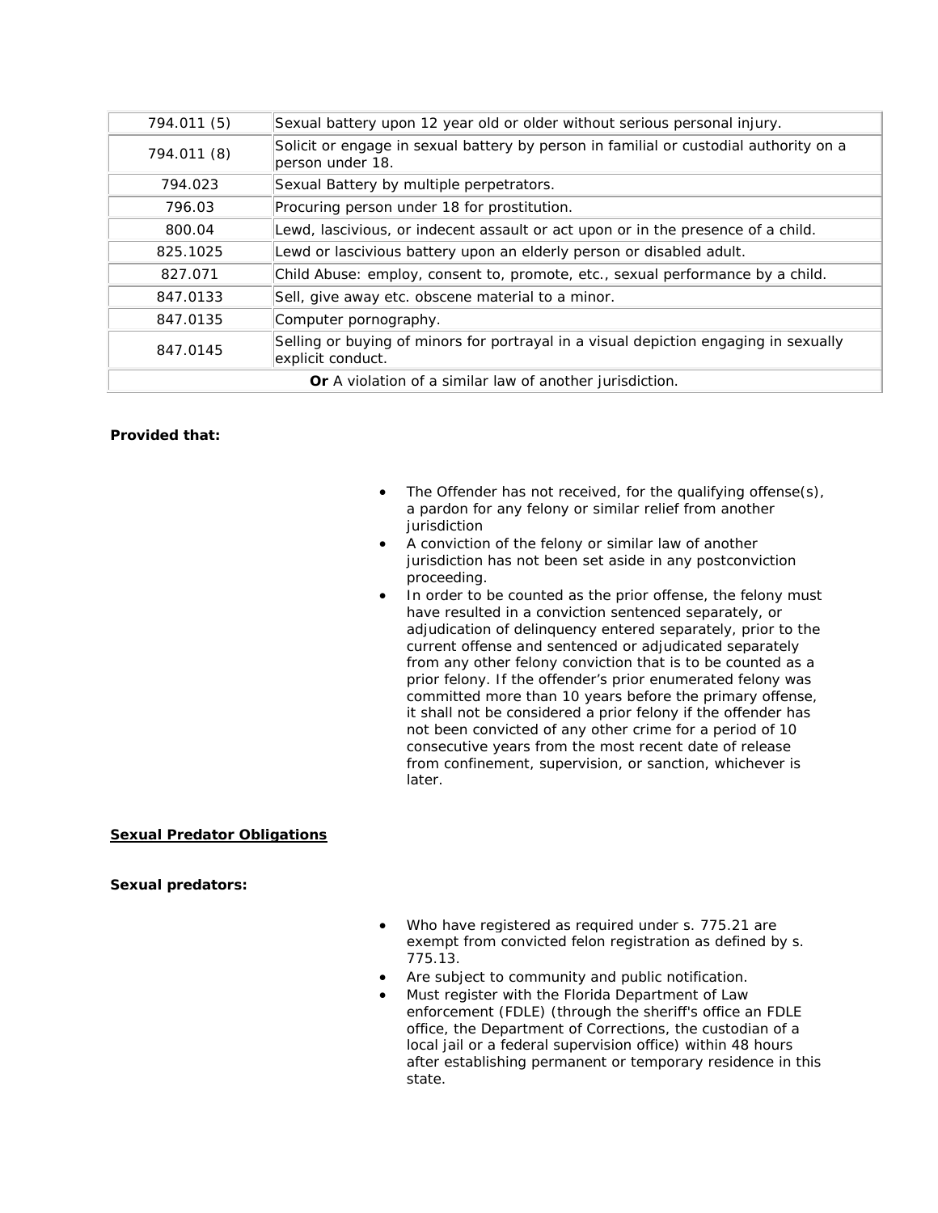| 794.011 (5) | Sexual battery upon 12 year old or older without serious personal injury. |
|---|---|
| 794.011 (8) | Solicit or engage in sexual battery by person in familial or custodial authority on a person under 18. |
| 794.023 | Sexual Battery by multiple perpetrators. |
| 796.03 | Procuring person under 18 for prostitution. |
| 800.04 | Lewd, lascivious, or indecent assault or act upon or in the presence of a child. |
| 825.1025 | Lewd or lascivious battery upon an elderly person or disabled adult. |
| 827.071 | Child Abuse: employ, consent to, promote, etc., sexual performance by a child. |
| 847.0133 | Sell, give away etc. obscene material to a minor. |
| 847.0135 | Computer pornography. |
| 847.0145 | Selling or buying of minors for portrayal in a visual depiction engaging in sexually explicit conduct. |
| **Or** A violation of a similar law of another jurisdiction. | |

**Provided that:**

- The Offender has not received, for the qualifying offense(s), a pardon for any felony or similar relief from another jurisdiction
- A conviction of the felony or similar law of another jurisdiction has not been set aside in any postconviction proceeding.
- In order to be counted as the prior offense, the felony must have resulted in a conviction sentenced separately, or adjudication of delinquency entered separately, prior to the current offense and sentenced or adjudicated separately from any other felony conviction that is to be counted as a prior felony. If the offender's prior enumerated felony was committed more than 10 years before the primary offense, it shall not be considered a prior felony if the offender has not been convicted of any other crime for a period of 10 consecutive years from the most recent date of release from confinement, supervision, or sanction, whichever is later.

**Sexual Predator Obligations**

**Sexual predators:**

- Who have registered as required under s. 775.21 are exempt from convicted felon registration as defined by s. 775.13.
- Are subject to community and public notification.
- Must register with the Florida Department of Law enforcement (FDLE) (through the sheriff's office an FDLE office, the Department of Corrections, the custodian of a local jail or a federal supervision office) within 48 hours after establishing permanent or temporary residence in this state.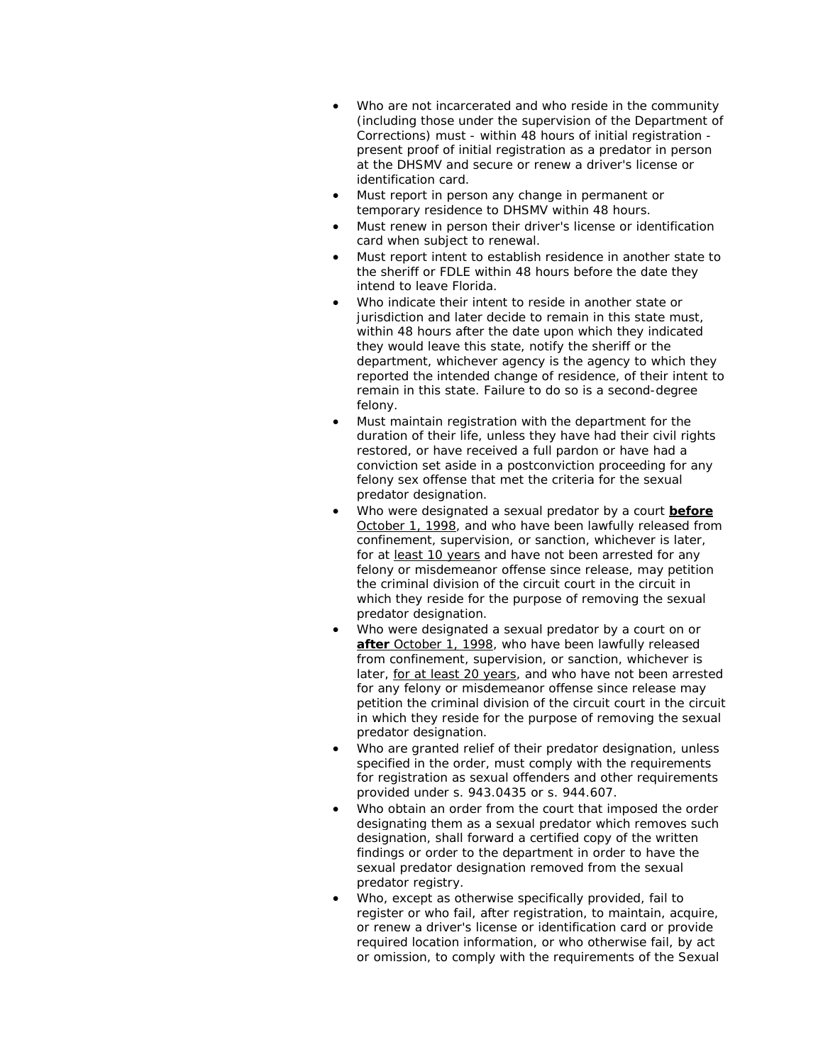- Who are not incarcerated and who reside in the community (including those under the supervision of the Department of Corrections) must - within 48 hours of initial registration - present proof of initial registration as a predator in person at the DHSMV and secure or renew a driver's license or identification card.
- Must report in person any change in permanent or temporary residence to DHSMV within 48 hours.
- Must renew in person their driver's license or identification card when subject to renewal.
- Must report intent to establish residence in another state to the sheriff or FDLE within 48 hours before the date they intend to leave Florida.
- Who indicate their intent to reside in another state or jurisdiction and later decide to remain in this state must, within 48 hours after the date upon which they indicated they would leave this state, notify the sheriff or the department, whichever agency is the agency to which they reported the intended change of residence, of their intent to remain in this state. Failure to do so is a second-degree felony.
- Must maintain registration with the department for the duration of their life, unless they have had their civil rights restored, or have received a full pardon or have had a conviction set aside in a postconviction proceeding for any felony sex offense that met the criteria for the sexual predator designation.
- Who were designated a sexual predator by a court <u>**before** October 1, 1998</u>, and who have been lawfully released from confinement, supervision, or sanction, whichever is later, for at <u>least 10 years</u> and have not been arrested for any felony or misdemeanor offense since release, may petition the criminal division of the circuit court in the circuit in which they reside for the purpose of removing the sexual predator designation.
- Who were designated a sexual predator by a court on or <u>**after** October 1, 1998</u>, who have been lawfully released from confinement, supervision, or sanction, whichever is later, <u>for at least 20 years</u>, and who have not been arrested for any felony or misdemeanor offense since release may petition the criminal division of the circuit court in the circuit in which they reside for the purpose of removing the sexual predator designation.
- Who are granted relief of their predator designation, unless specified in the order, must comply with the requirements for registration as sexual offenders and other requirements provided under s. 943.0435 or s. 944.607.
- Who obtain an order from the court that imposed the order designating them as a sexual predator which removes such designation, shall forward a certified copy of the written findings or order to the department in order to have the sexual predator designation removed from the sexual predator registry.
- Who, except as otherwise specifically provided, fail to register or who fail, after registration, to maintain, acquire, or renew a driver's license or identification card or provide required location information, or who otherwise fail, by act or omission, to comply with the requirements of the Sexual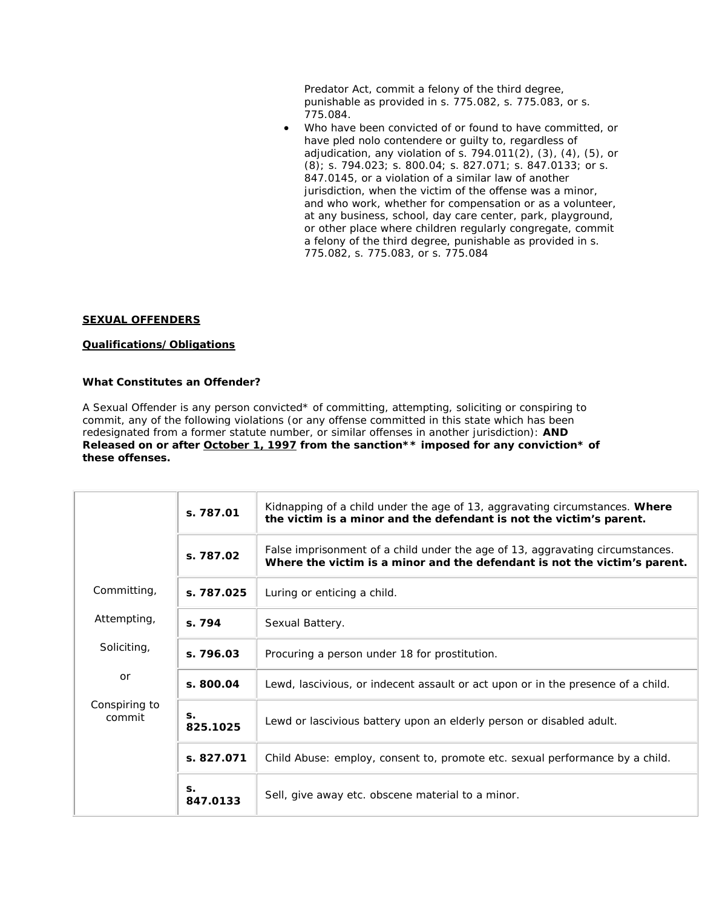Predator Act, commit a felony of the third degree, punishable as provided in s. 775.082, s. 775.083, or s. 775.084.

- Who have been convicted of or found to have committed, or have pled nolo contendere or guilty to, regardless of adjudication, any violation of s. 794.011(2), (3), (4), (5), or (8); s. 794.023; s. 800.04; s. 827.071; s. 847.0133; or s. 847.0145, or a violation of a similar law of another jurisdiction, when the victim of the offense was a minor, and who work, whether for compensation or as a volunteer, at any business, school, day care center, park, playground, or other place where children regularly congregate, commit a felony of the third degree, punishable as provided in s. 775.082, s. 775.083, or s. 775.084

**SEXUAL OFFENDERS**

**Qualifications/Obligations**

**What Constitutes an Offender?**

A Sexual Offender is any person convicted* of committing, attempting, soliciting or conspiring to commit, any of the following violations (or any offense committed in this state which has been redesignated from a former statute number, or similar offenses in another jurisdiction): **AND Released on or after October 1, 1997 from the sanction** imposed for any conviction* of these offenses.**

| | | |
|---|---|---|
| Committing, Attempting, Soliciting, or Conspiring to commit | **s. 787.01** | Kidnapping of a child under the age of 13, aggravating circumstances. **Where the victim is a minor and the defendant is not the victim's parent.** |
| | **s. 787.02** | False imprisonment of a child under the age of 13, aggravating circumstances. **Where the victim is a minor and the defendant is not the victim's parent.** |
| | **s. 787.025** | Luring or enticing a child. |
| | **s. 794** | Sexual Battery. |
| | **s. 796.03** | Procuring a person under 18 for prostitution. |
| | **s. 800.04** | Lewd, lascivious, or indecent assault or act upon or in the presence of a child. |
| | **s. 825.1025** | Lewd or lascivious battery upon an elderly person or disabled adult. |
| | **s. 827.071** | Child Abuse: employ, consent to, promote etc. sexual performance by a child. |
| | **s. 847.0133** | Sell, give away etc. obscene material to a minor. |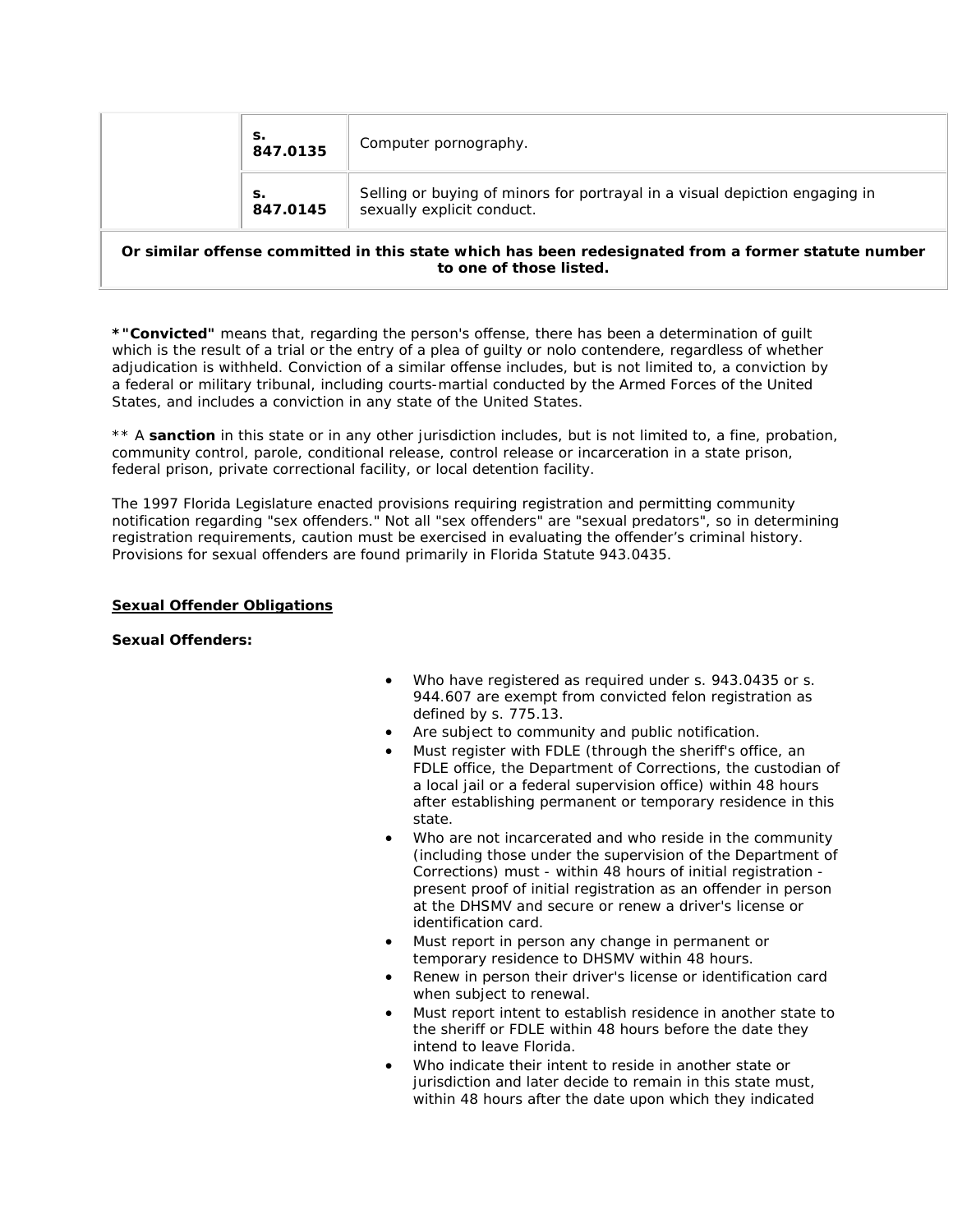| | | |
|---|---|---|
| | s. 847.0135 | Computer pornography. |
| | s. 847.0145 | Selling or buying of minors for portrayal in a visual depiction engaging in sexually explicit conduct. |
| **Or similar offense committed in this state which has been redesignated from a former statute number to one of those listed.** | | |

**\*"Convicted"** means that, regarding the person's offense, there has been a determination of guilt which is the result of a trial or the entry of a plea of guilty or nolo contendere, regardless of whether adjudication is withheld. Conviction of a similar offense includes, but is not limited to, a conviction by a federal or military tribunal, including courts-martial conducted by the Armed Forces of the United States, and includes a conviction in any state of the United States.

\*\* A **sanction** in this state or in any other jurisdiction includes, but is not limited to, a fine, probation, community control, parole, conditional release, control release or incarceration in a state prison, federal prison, private correctional facility, or local detention facility.

The 1997 Florida Legislature enacted provisions requiring registration and permitting community notification regarding "sex offenders." Not all "sex offenders" are "sexual predators", so in determining registration requirements, caution must be exercised in evaluating the offender's criminal history. Provisions for sexual offenders are found primarily in Florida Statute 943.0435.

**Sexual Offender Obligations**

**Sexual Offenders:**

- Who have registered as required under s. 943.0435 or s. 944.607 are exempt from convicted felon registration as defined by s. 775.13.
- Are subject to community and public notification.
- Must register with FDLE (through the sheriff's office, an FDLE office, the Department of Corrections, the custodian of a local jail or a federal supervision office) within 48 hours after establishing permanent or temporary residence in this state.
- Who are not incarcerated and who reside in the community (including those under the supervision of the Department of Corrections) must - within 48 hours of initial registration - present proof of initial registration as an offender in person at the DHSMV and secure or renew a driver's license or identification card.
- Must report in person any change in permanent or temporary residence to DHSMV within 48 hours.
- Renew in person their driver's license or identification card when subject to renewal.
- Must report intent to establish residence in another state to the sheriff or FDLE within 48 hours before the date they intend to leave Florida.
- Who indicate their intent to reside in another state or jurisdiction and later decide to remain in this state must, within 48 hours after the date upon which they indicated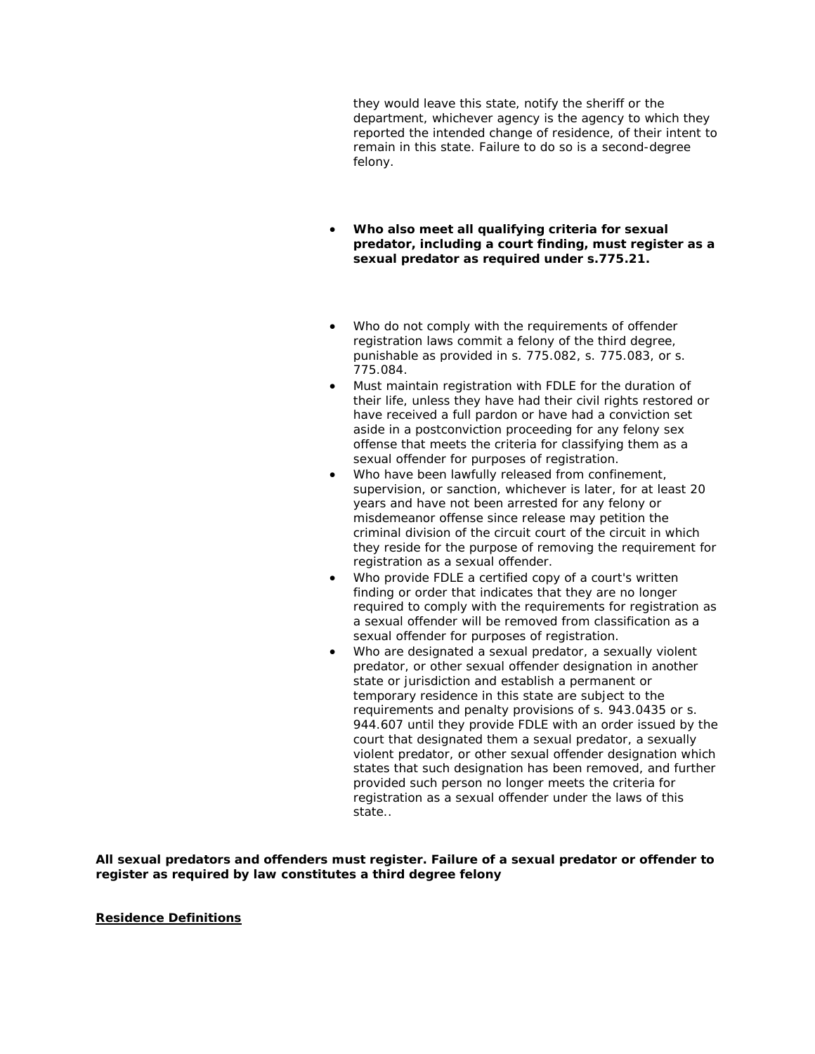they would leave this state, notify the sheriff or the department, whichever agency is the agency to which they reported the intended change of residence, of their intent to remain in this state. Failure to do so is a second-degree felony.

- **Who also meet all qualifying criteria for sexual predator, including a court finding, must register as a sexual predator as required under s.775.21.**

- Who do not comply with the requirements of offender registration laws commit a felony of the third degree, punishable as provided in s. 775.082, s. 775.083, or s. 775.084.
- Must maintain registration with FDLE for the duration of their life, unless they have had their civil rights restored or have received a full pardon or have had a conviction set aside in a postconviction proceeding for any felony sex offense that meets the criteria for classifying them as a sexual offender for purposes of registration.
- Who have been lawfully released from confinement, supervision, or sanction, whichever is later, for at least 20 years and have not been arrested for any felony or misdemeanor offense since release may petition the criminal division of the circuit court of the circuit in which they reside for the purpose of removing the requirement for registration as a sexual offender.
- Who provide FDLE a certified copy of a court's written finding or order that indicates that they are no longer required to comply with the requirements for registration as a sexual offender will be removed from classification as a sexual offender for purposes of registration.
- Who are designated a sexual predator, a sexually violent predator, or other sexual offender designation in another state or jurisdiction and establish a permanent or temporary residence in this state are subject to the requirements and penalty provisions of s. 943.0435 or s. 944.607 until they provide FDLE with an order issued by the court that designated them a sexual predator, a sexually violent predator, or other sexual offender designation which states that such designation has been removed, and further provided such person no longer meets the criteria for registration as a sexual offender under the laws of this state..

**All sexual predators and offenders must register. Failure of a sexual predator or offender to register as required by law constitutes a third degree felony**

**<u>Residence Definitions</u>**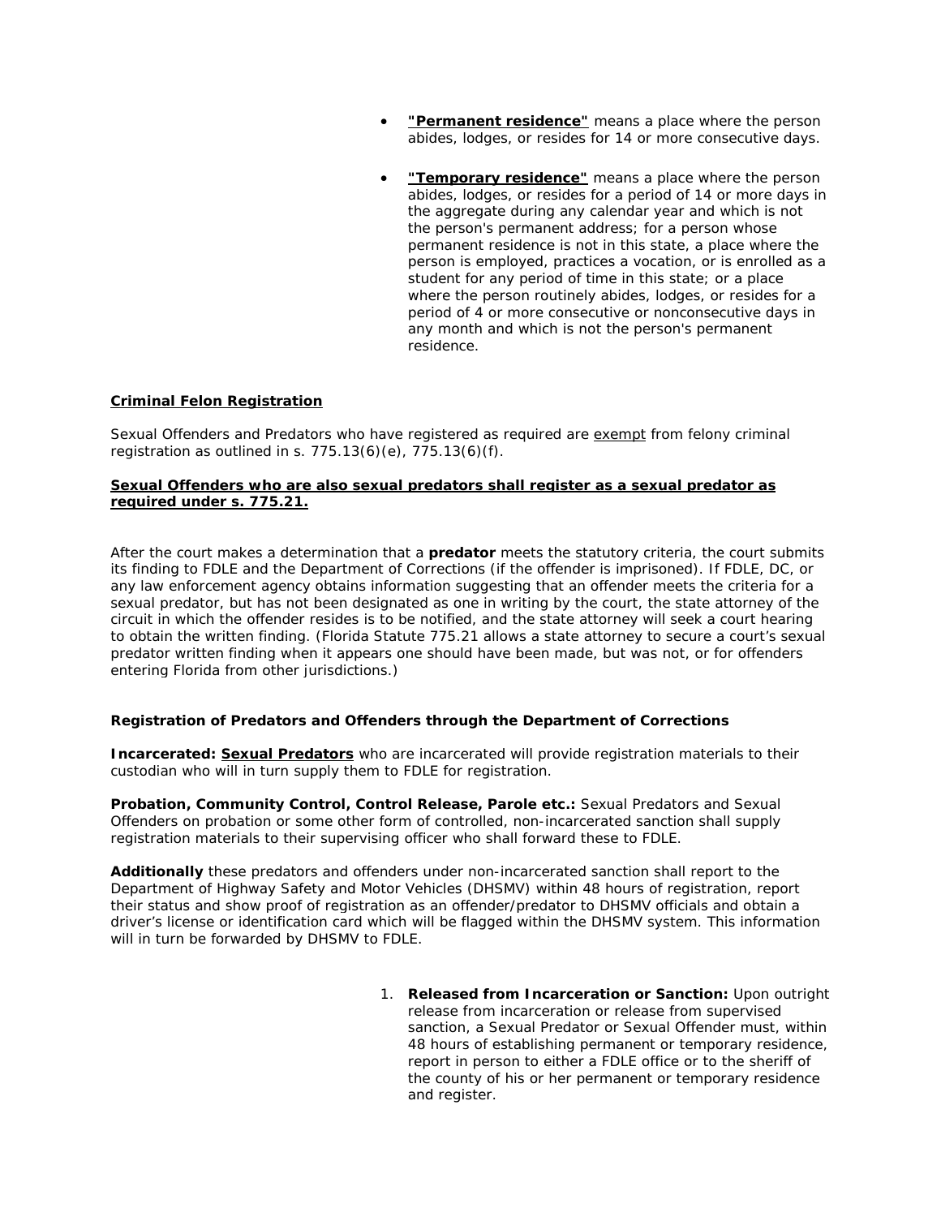- **"Permanent residence"** means a place where the person abides, lodges, or resides for 14 or more consecutive days.

- **"Temporary residence"** means a place where the person abides, lodges, or resides for a period of 14 or more days in the aggregate during any calendar year and which is not the person's permanent address; for a person whose permanent residence is not in this state, a place where the person is employed, practices a vocation, or is enrolled as a student for any period of time in this state; or a place where the person routinely abides, lodges, or resides for a period of 4 or more consecutive or nonconsecutive days in any month and which is not the person's permanent residence.

**Criminal Felon Registration**

Sexual Offenders and Predators who have registered as required are exempt from felony criminal registration as outlined in s. 775.13(6)(e), 775.13(6)(f).

**Sexual Offenders who are also sexual predators shall register as a sexual predator as required under s. 775.21.**

After the court makes a determination that a **predator** meets the statutory criteria, the court submits its finding to FDLE and the Department of Corrections (if the offender is imprisoned). If FDLE, DC, or any law enforcement agency obtains information suggesting that an offender meets the criteria for a sexual predator, but has not been designated as one in writing by the court, the state attorney of the circuit in which the offender resides is to be notified, and the state attorney will seek a court hearing to obtain the written finding. (Florida Statute 775.21 allows a state attorney to secure a court's sexual predator written finding when it appears one should have been made, but was not, or for offenders entering Florida from other jurisdictions.)

**Registration of Predators and Offenders through the Department of Corrections**

**Incarcerated: Sexual Predators** who are incarcerated will provide registration materials to their custodian who will in turn supply them to FDLE for registration.

**Probation, Community Control, Control Release, Parole etc.:** Sexual Predators and Sexual Offenders on probation or some other form of controlled, non-incarcerated sanction shall supply registration materials to their supervising officer who shall forward these to FDLE.

**Additionally** these predators and offenders under non-incarcerated sanction shall report to the Department of Highway Safety and Motor Vehicles (DHSMV) within 48 hours of registration, report their status and show proof of registration as an offender/predator to DHSMV officials and obtain a driver's license or identification card which will be flagged within the DHSMV system. This information will in turn be forwarded by DHSMV to FDLE.

1. **Released from Incarceration or Sanction:** Upon outright release from incarceration or release from supervised sanction, a Sexual Predator or Sexual Offender must, within 48 hours of establishing permanent or temporary residence, report in person to either a FDLE office or to the sheriff of the county of his or her permanent or temporary residence and register.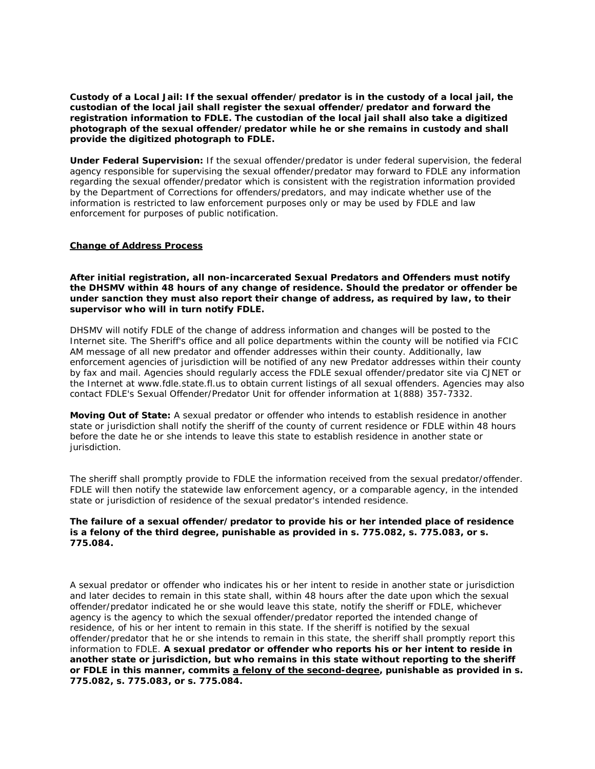**Custody of a Local Jail: If the sexual offender/predator is in the custody of a local jail, the custodian of the local jail shall register the sexual offender/predator and forward the registration information to FDLE. The custodian of the local jail shall also take a digitized photograph of the sexual offender/predator while he or she remains in custody and shall provide the digitized photograph to FDLE.**

**Under Federal Supervision:** If the sexual offender/predator is under federal supervision, the federal agency responsible for supervising the sexual offender/predator may forward to FDLE any information regarding the sexual offender/predator which is consistent with the registration information provided by the Department of Corrections for offenders/predators, and may indicate whether use of the information is restricted to law enforcement purposes only or may be used by FDLE and law enforcement for purposes of public notification.

## Change of Address Process

**After initial registration, all non-incarcerated Sexual Predators and Offenders must notify the DHSMV within 48 hours of any change of residence. Should the predator or offender be under sanction they must also report their change of address, as required by law, to their supervisor who will in turn notify FDLE.**

DHSMV will notify FDLE of the change of address information and changes will be posted to the Internet site. The Sheriff's office and all police departments within the county will be notified via FCIC AM message of all new predator and offender addresses within their county. Additionally, law enforcement agencies of jurisdiction will be notified of any new Predator addresses within their county by fax and mail. Agencies should regularly access the FDLE sexual offender/predator site via CJNET or the Internet at www.fdle.state.fl.us to obtain current listings of all sexual offenders. Agencies may also contact FDLE's Sexual Offender/Predator Unit for offender information at 1(888) 357-7332.

**Moving Out of State:** A sexual predator or offender who intends to establish residence in another state or jurisdiction shall notify the sheriff of the county of current residence or FDLE within 48 hours before the date he or she intends to leave this state to establish residence in another state or jurisdiction.

The sheriff shall promptly provide to FDLE the information received from the sexual predator/offender. FDLE will then notify the statewide law enforcement agency, or a comparable agency, in the intended state or jurisdiction of residence of the sexual predator's intended residence.

**The failure of a sexual offender/predator to provide his or her intended place of residence is a felony of the third degree, punishable as provided in s. 775.082, s. 775.083, or s. 775.084.**

A sexual predator or offender who indicates his or her intent to reside in another state or jurisdiction and later decides to remain in this state shall, within 48 hours after the date upon which the sexual offender/predator indicated he or she would leave this state, notify the sheriff or FDLE, whichever agency is the agency to which the sexual offender/predator reported the intended change of residence, of his or her intent to remain in this state. If the sheriff is notified by the sexual offender/predator that he or she intends to remain in this state, the sheriff shall promptly report this information to FDLE. **A sexual predator or offender who reports his or her intent to reside in another state or jurisdiction, but who remains in this state without reporting to the sheriff or FDLE in this manner, commits a felony of the second-degree, punishable as provided in s. 775.082, s. 775.083, or s. 775.084.**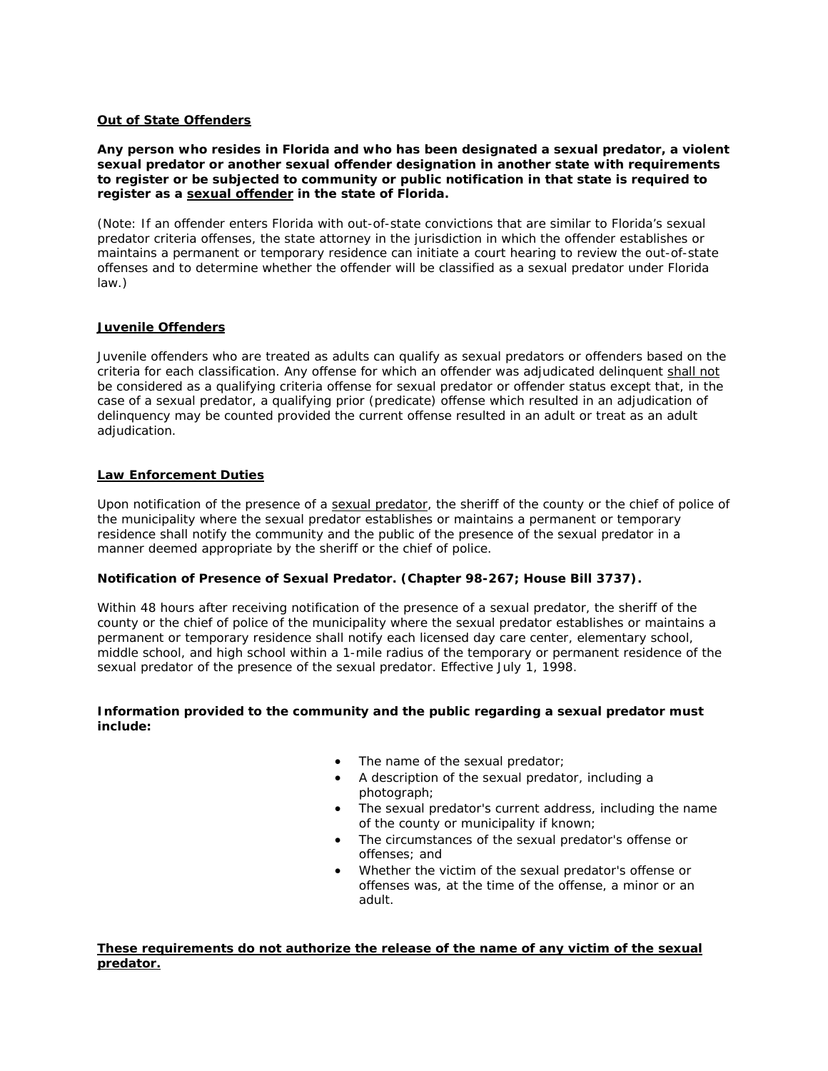## <u>Out of State Offenders</u>

**Any person who resides in Florida and who has been designated a sexual predator, a violent sexual predator or another sexual offender designation in another state with requirements to register or be subjected to community or public notification in that state is required to register as a <u>sexual offender</u> in the state of Florida.**

(Note: If an offender enters Florida with out-of-state convictions that are similar to Florida's sexual predator criteria offenses, the state attorney in the jurisdiction in which the offender establishes or maintains a permanent or temporary residence can initiate a court hearing to review the out-of-state offenses and to determine whether the offender will be classified as a sexual predator under Florida law.)

## <u>Juvenile Offenders</u>

Juvenile offenders who are treated as adults can qualify as sexual predators or offenders based on the criteria for each classification. Any offense for which an offender was adjudicated delinquent <u>shall not</u> be considered as a qualifying criteria offense for sexual predator or offender status except that, in the case of a sexual predator, a qualifying prior (predicate) offense which resulted in an adjudication of delinquency may be counted provided the current offense resulted in an adult or treat as an adult adjudication.

## <u>Law Enforcement Duties</u>

Upon notification of the presence of a <u>sexual predator</u>, the sheriff of the county or the chief of police of the municipality where the sexual predator establishes or maintains a permanent or temporary residence shall notify the community and the public of the presence of the sexual predator in a manner deemed appropriate by the sheriff or the chief of police.

**Notification of Presence of Sexual Predator. (Chapter 98-267; House Bill 3737).**

Within 48 hours after receiving notification of the presence of a sexual predator, the sheriff of the county or the chief of police of the municipality where the sexual predator establishes or maintains a permanent or temporary residence shall notify each licensed day care center, elementary school, middle school, and high school within a 1-mile radius of the temporary or permanent residence of the sexual predator of the presence of the sexual predator. Effective July 1, 1998.

**Information provided to the community and the public regarding a sexual predator must include:**

- The name of the sexual predator;
- A description of the sexual predator, including a photograph;
- The sexual predator's current address, including the name of the county or municipality if known;
- The circumstances of the sexual predator's offense or offenses; and
- Whether the victim of the sexual predator's offense or offenses was, at the time of the offense, a minor or an adult.

**<u>These requirements do not authorize the release of the name of any victim of the sexual predator.</u>**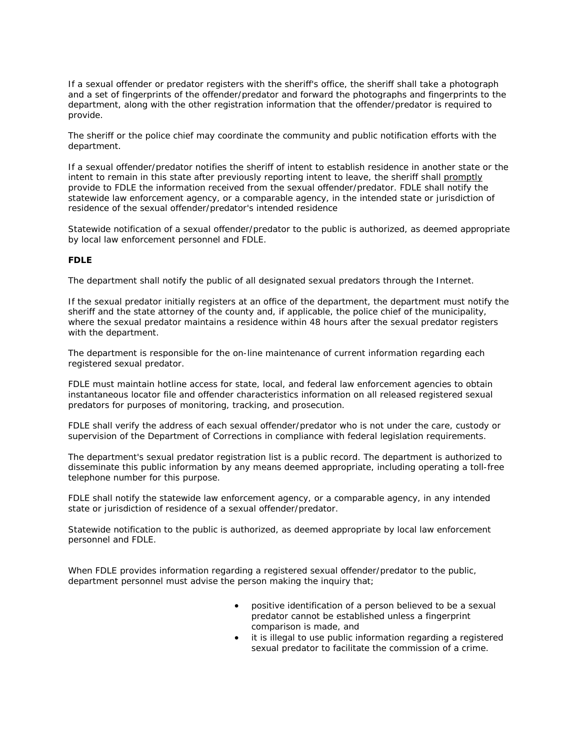If a sexual offender or predator registers with the sheriff's office, the sheriff shall take a photograph and a set of fingerprints of the offender/predator and forward the photographs and fingerprints to the department, along with the other registration information that the offender/predator is required to provide.

The sheriff or the police chief may coordinate the community and public notification efforts with the department.

If a sexual offender/predator notifies the sheriff of intent to establish residence in another state or the intent to remain in this state after previously reporting intent to leave, the sheriff shall <u>promptly</u> provide to FDLE the information received from the sexual offender/predator. FDLE shall notify the statewide law enforcement agency, or a comparable agency, in the intended state or jurisdiction of residence of the sexual offender/predator's intended residence

Statewide notification of a sexual offender/predator to the public is authorized, as deemed appropriate by local law enforcement personnel and FDLE.

**FDLE**

The department shall notify the public of all designated sexual predators through the Internet.

If the sexual predator initially registers at an office of the department, the department must notify the sheriff and the state attorney of the county and, if applicable, the police chief of the municipality, where the sexual predator maintains a residence within 48 hours after the sexual predator registers with the department.

The department is responsible for the on-line maintenance of current information regarding each registered sexual predator.

FDLE must maintain hotline access for state, local, and federal law enforcement agencies to obtain instantaneous locator file and offender characteristics information on all released registered sexual predators for purposes of monitoring, tracking, and prosecution.

FDLE shall verify the address of each sexual offender/predator who is not under the care, custody or supervision of the Department of Corrections in compliance with federal legislation requirements.

The department's sexual predator registration list is a public record. The department is authorized to disseminate this public information by any means deemed appropriate, including operating a toll-free telephone number for this purpose.

FDLE shall notify the statewide law enforcement agency, or a comparable agency, in any intended state or jurisdiction of residence of a sexual offender/predator.

Statewide notification to the public is authorized, as deemed appropriate by local law enforcement personnel and FDLE.

When FDLE provides information regarding a registered sexual offender/predator to the public, department personnel must advise the person making the inquiry that;

- positive identification of a person believed to be a sexual predator cannot be established unless a fingerprint comparison is made, and
- it is illegal to use public information regarding a registered sexual predator to facilitate the commission of a crime.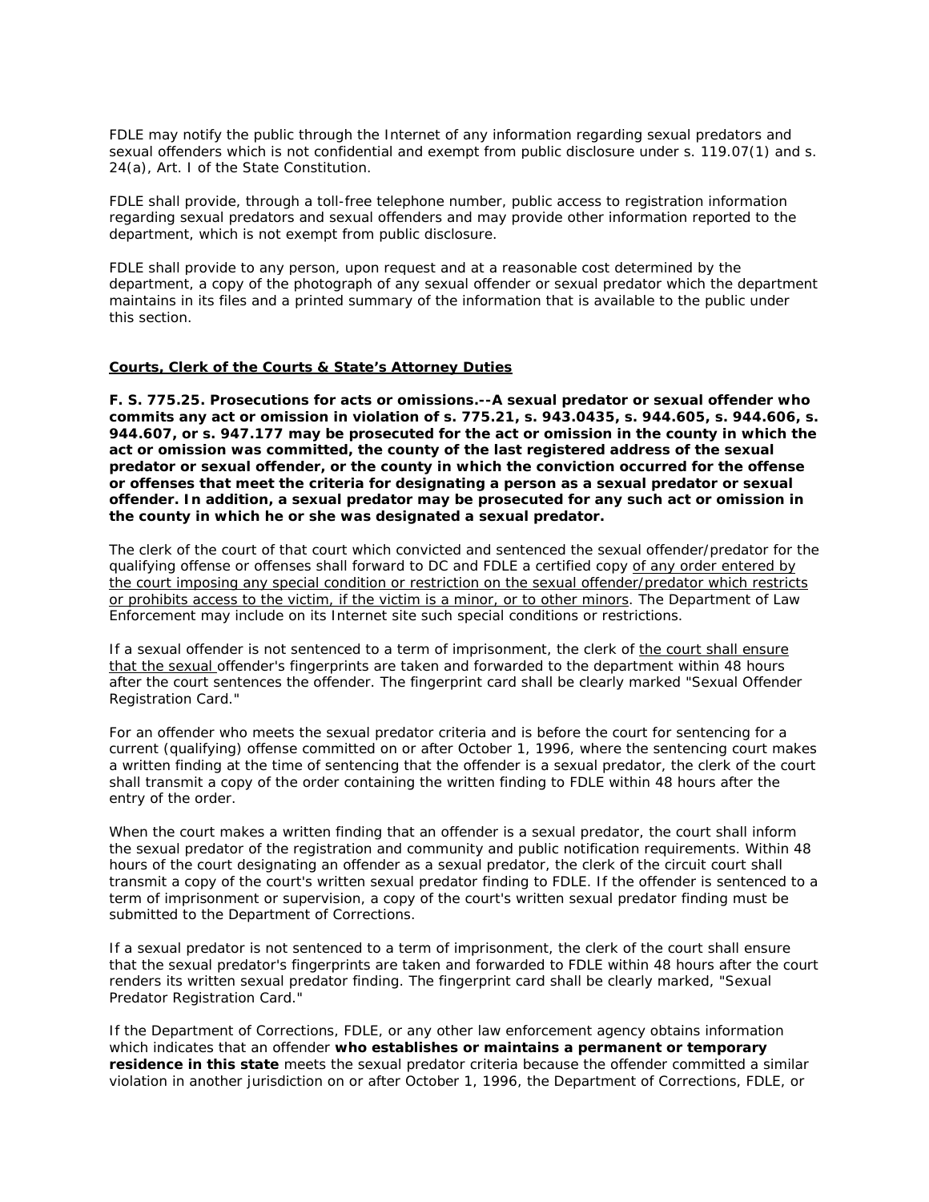FDLE may notify the public through the Internet of any information regarding sexual predators and sexual offenders which is not confidential and exempt from public disclosure under s. 119.07(1) and s. 24(a), Art. I of the State Constitution.

FDLE shall provide, through a toll-free telephone number, public access to registration information regarding sexual predators and sexual offenders and may provide other information reported to the department, which is not exempt from public disclosure.

FDLE shall provide to any person, upon request and at a reasonable cost determined by the department, a copy of the photograph of any sexual offender or sexual predator which the department maintains in its files and a printed summary of the information that is available to the public under this section.

**Courts, Clerk of the Courts & State's Attorney Duties**

**F. S. 775.25. Prosecutions for acts or omissions.--A sexual predator or sexual offender who commits any act or omission in violation of s. 775.21, s. 943.0435, s. 944.605, s. 944.606, s. 944.607, or s. 947.177 may be prosecuted for the act or omission in the county in which the act or omission was committed, the county of the last registered address of the sexual predator or sexual offender, or the county in which the conviction occurred for the offense or offenses that meet the criteria for designating a person as a sexual predator or sexual offender. In addition, a sexual predator may be prosecuted for any such act or omission in the county in which he or she was designated a sexual predator.**

The clerk of the court of that court which convicted and sentenced the sexual offender/predator for the qualifying offense or offenses shall forward to DC and FDLE a certified copy of any order entered by the court imposing any special condition or restriction on the sexual offender/predator which restricts or prohibits access to the victim, if the victim is a minor, or to other minors. The Department of Law Enforcement may include on its Internet site such special conditions or restrictions.

If a sexual offender is not sentenced to a term of imprisonment, the clerk of the court shall ensure that the sexual offender's fingerprints are taken and forwarded to the department within 48 hours after the court sentences the offender. The fingerprint card shall be clearly marked "Sexual Offender Registration Card."

For an offender who meets the sexual predator criteria and is before the court for sentencing for a current (qualifying) offense committed on or after October 1, 1996, where the sentencing court makes a written finding at the time of sentencing that the offender is a sexual predator, the clerk of the court shall transmit a copy of the order containing the written finding to FDLE within 48 hours after the entry of the order.

When the court makes a written finding that an offender is a sexual predator, the court shall inform the sexual predator of the registration and community and public notification requirements. Within 48 hours of the court designating an offender as a sexual predator, the clerk of the circuit court shall transmit a copy of the court's written sexual predator finding to FDLE. If the offender is sentenced to a term of imprisonment or supervision, a copy of the court's written sexual predator finding must be submitted to the Department of Corrections.

If a sexual predator is not sentenced to a term of imprisonment, the clerk of the court shall ensure that the sexual predator's fingerprints are taken and forwarded to FDLE within 48 hours after the court renders its written sexual predator finding. The fingerprint card shall be clearly marked, "Sexual Predator Registration Card."

If the Department of Corrections, FDLE, or any other law enforcement agency obtains information which indicates that an offender **who establishes or maintains a permanent or temporary residence in this state** meets the sexual predator criteria because the offender committed a similar violation in another jurisdiction on or after October 1, 1996, the Department of Corrections, FDLE, or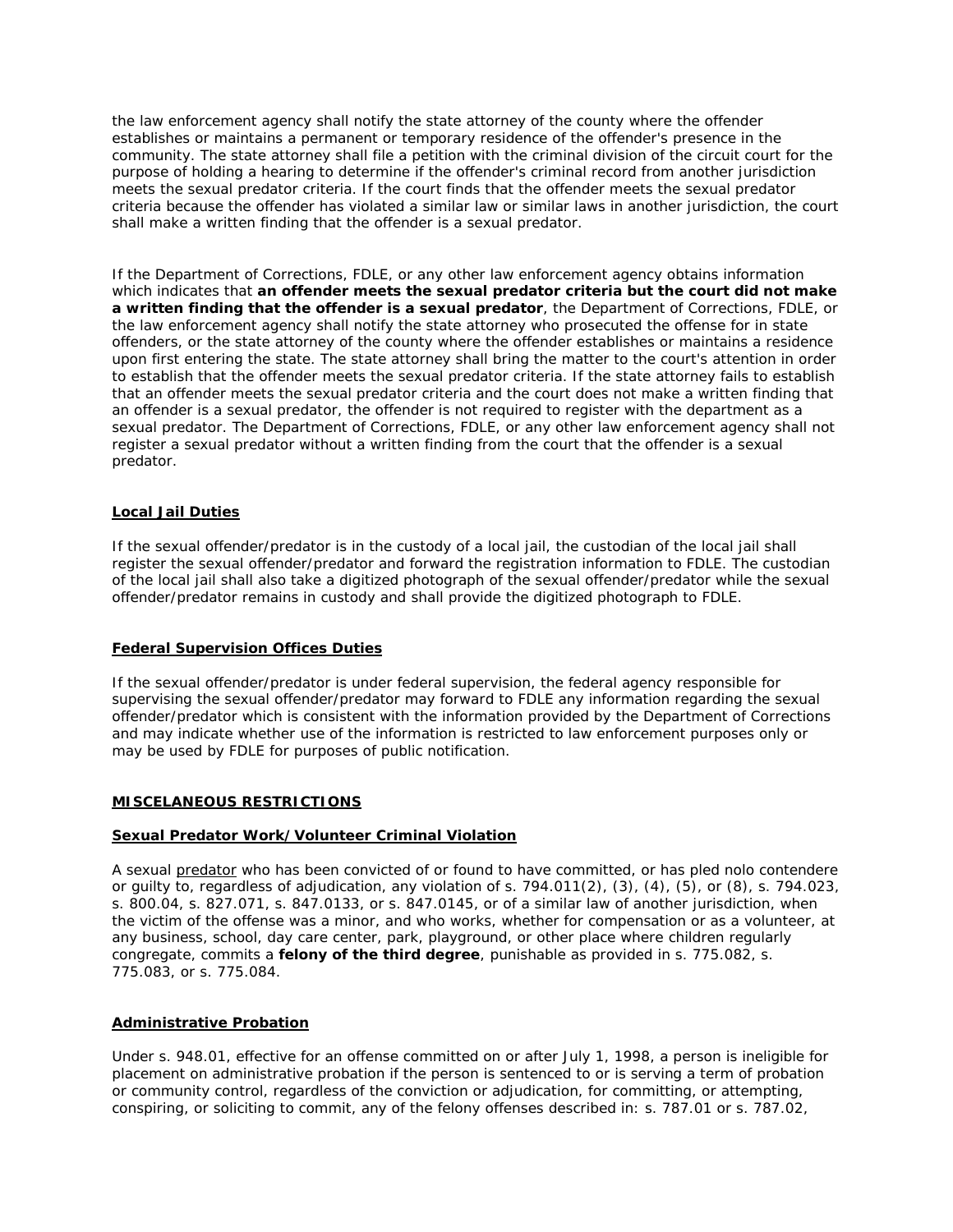the law enforcement agency shall notify the state attorney of the county where the offender establishes or maintains a permanent or temporary residence of the offender's presence in the community. The state attorney shall file a petition with the criminal division of the circuit court for the purpose of holding a hearing to determine if the offender's criminal record from another jurisdiction meets the sexual predator criteria. If the court finds that the offender meets the sexual predator criteria because the offender has violated a similar law or similar laws in another jurisdiction, the court shall make a written finding that the offender is a sexual predator.

If the Department of Corrections, FDLE, or any other law enforcement agency obtains information which indicates that **an offender meets the sexual predator criteria but the court did not make a written finding that the offender is a sexual predator**, the Department of Corrections, FDLE, or the law enforcement agency shall notify the state attorney who prosecuted the offense for in state offenders, or the state attorney of the county where the offender establishes or maintains a residence upon first entering the state. The state attorney shall bring the matter to the court's attention in order to establish that the offender meets the sexual predator criteria. If the state attorney fails to establish that an offender meets the sexual predator criteria and the court does not make a written finding that an offender is a sexual predator, the offender is not required to register with the department as a sexual predator. The Department of Corrections, FDLE, or any other law enforcement agency shall not register a sexual predator without a written finding from the court that the offender is a sexual predator.

### Local Jail Duties

If the sexual offender/predator is in the custody of a local jail, the custodian of the local jail shall register the sexual offender/predator and forward the registration information to FDLE. The custodian of the local jail shall also take a digitized photograph of the sexual offender/predator while the sexual offender/predator remains in custody and shall provide the digitized photograph to FDLE.

### Federal Supervision Offices Duties

If the sexual offender/predator is under federal supervision, the federal agency responsible for supervising the sexual offender/predator may forward to FDLE any information regarding the sexual offender/predator which is consistent with the information provided by the Department of Corrections and may indicate whether use of the information is restricted to law enforcement purposes only or may be used by FDLE for purposes of public notification.

## MISCELANEOUS RESTRICTIONS

### Sexual Predator Work/Volunteer Criminal Violation

A sexual predator who has been convicted of or found to have committed, or has pled nolo contendere or guilty to, regardless of adjudication, any violation of s. 794.011(2), (3), (4), (5), or (8), s. 794.023, s. 800.04, s. 827.071, s. 847.0133, or s. 847.0145, or of a similar law of another jurisdiction, when the victim of the offense was a minor, and who works, whether for compensation or as a volunteer, at any business, school, day care center, park, playground, or other place where children regularly congregate, commits a **felony of the third degree**, punishable as provided in s. 775.082, s. 775.083, or s. 775.084.

### Administrative Probation

Under s. 948.01, effective for an offense committed on or after July 1, 1998, a person is ineligible for placement on administrative probation if the person is sentenced to or is serving a term of probation or community control, regardless of the conviction or adjudication, for committing, or attempting, conspiring, or soliciting to commit, any of the felony offenses described in: s. 787.01 or s. 787.02,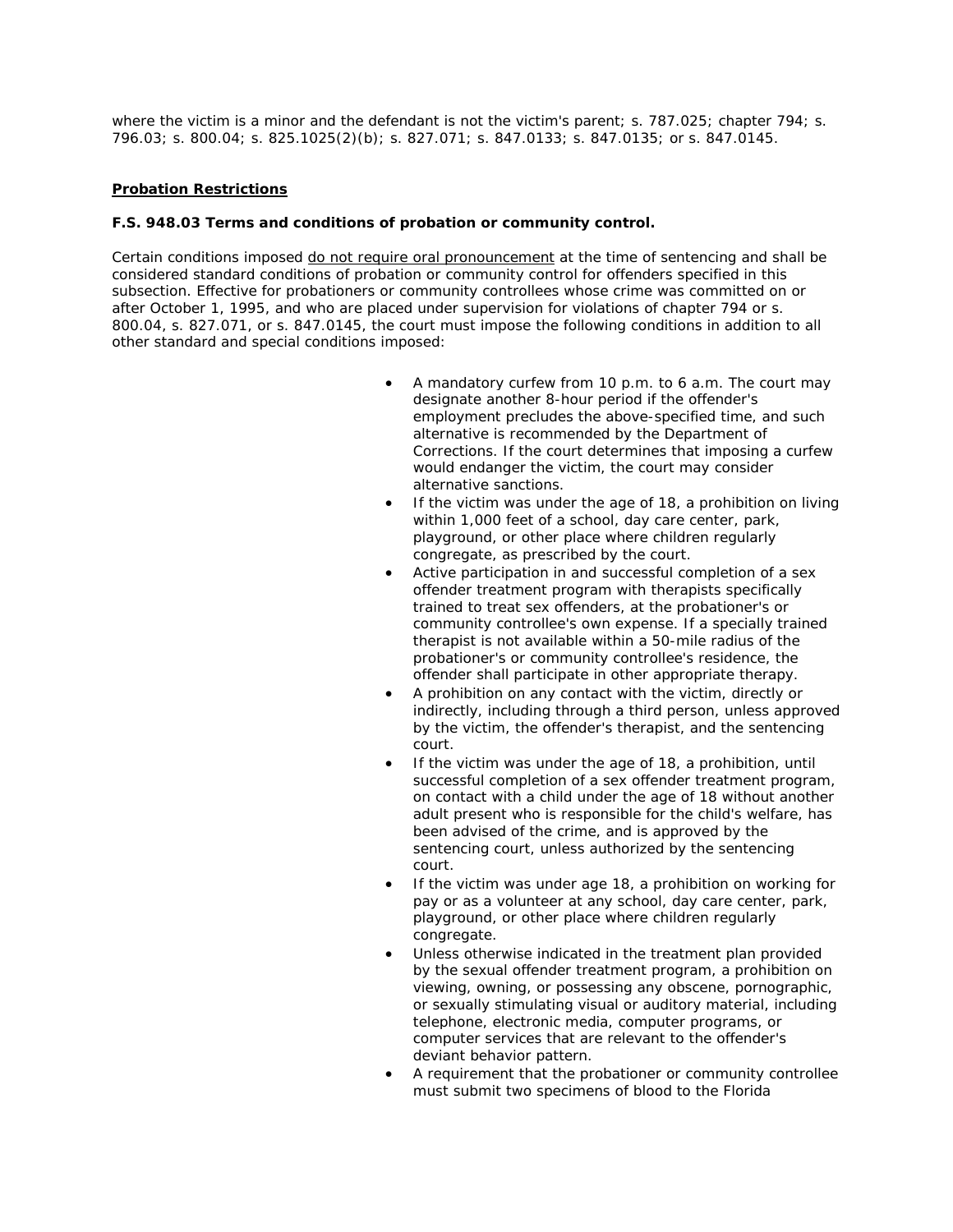where the victim is a minor and the defendant is not the victim's parent; s. 787.025; chapter 794; s. 796.03; s. 800.04; s. 825.1025(2)(b); s. 827.071; s. 847.0133; s. 847.0135; or s. 847.0145.

## Probation Restrictions

**F.S. 948.03 Terms and conditions of probation or community control.**

Certain conditions imposed <u>do not require oral pronouncement</u> at the time of sentencing and shall be considered standard conditions of probation or community control for offenders specified in this subsection. Effective for probationers or community controllees whose crime was committed on or after October 1, 1995, and who are placed under supervision for violations of chapter 794 or s. 800.04, s. 827.071, or s. 847.0145, the court must impose the following conditions in addition to all other standard and special conditions imposed:

- A mandatory curfew from 10 p.m. to 6 a.m. The court may designate another 8-hour period if the offender's employment precludes the above-specified time, and such alternative is recommended by the Department of Corrections. If the court determines that imposing a curfew would endanger the victim, the court may consider alternative sanctions.
- If the victim was under the age of 18, a prohibition on living within 1,000 feet of a school, day care center, park, playground, or other place where children regularly congregate, as prescribed by the court.
- Active participation in and successful completion of a sex offender treatment program with therapists specifically trained to treat sex offenders, at the probationer's or community controllee's own expense. If a specially trained therapist is not available within a 50-mile radius of the probationer's or community controllee's residence, the offender shall participate in other appropriate therapy.
- A prohibition on any contact with the victim, directly or indirectly, including through a third person, unless approved by the victim, the offender's therapist, and the sentencing court.
- If the victim was under the age of 18, a prohibition, until successful completion of a sex offender treatment program, on contact with a child under the age of 18 without another adult present who is responsible for the child's welfare, has been advised of the crime, and is approved by the sentencing court, unless authorized by the sentencing court.
- If the victim was under age 18, a prohibition on working for pay or as a volunteer at any school, day care center, park, playground, or other place where children regularly congregate.
- Unless otherwise indicated in the treatment plan provided by the sexual offender treatment program, a prohibition on viewing, owning, or possessing any obscene, pornographic, or sexually stimulating visual or auditory material, including telephone, electronic media, computer programs, or computer services that are relevant to the offender's deviant behavior pattern.
- A requirement that the probationer or community controllee must submit two specimens of blood to the Florida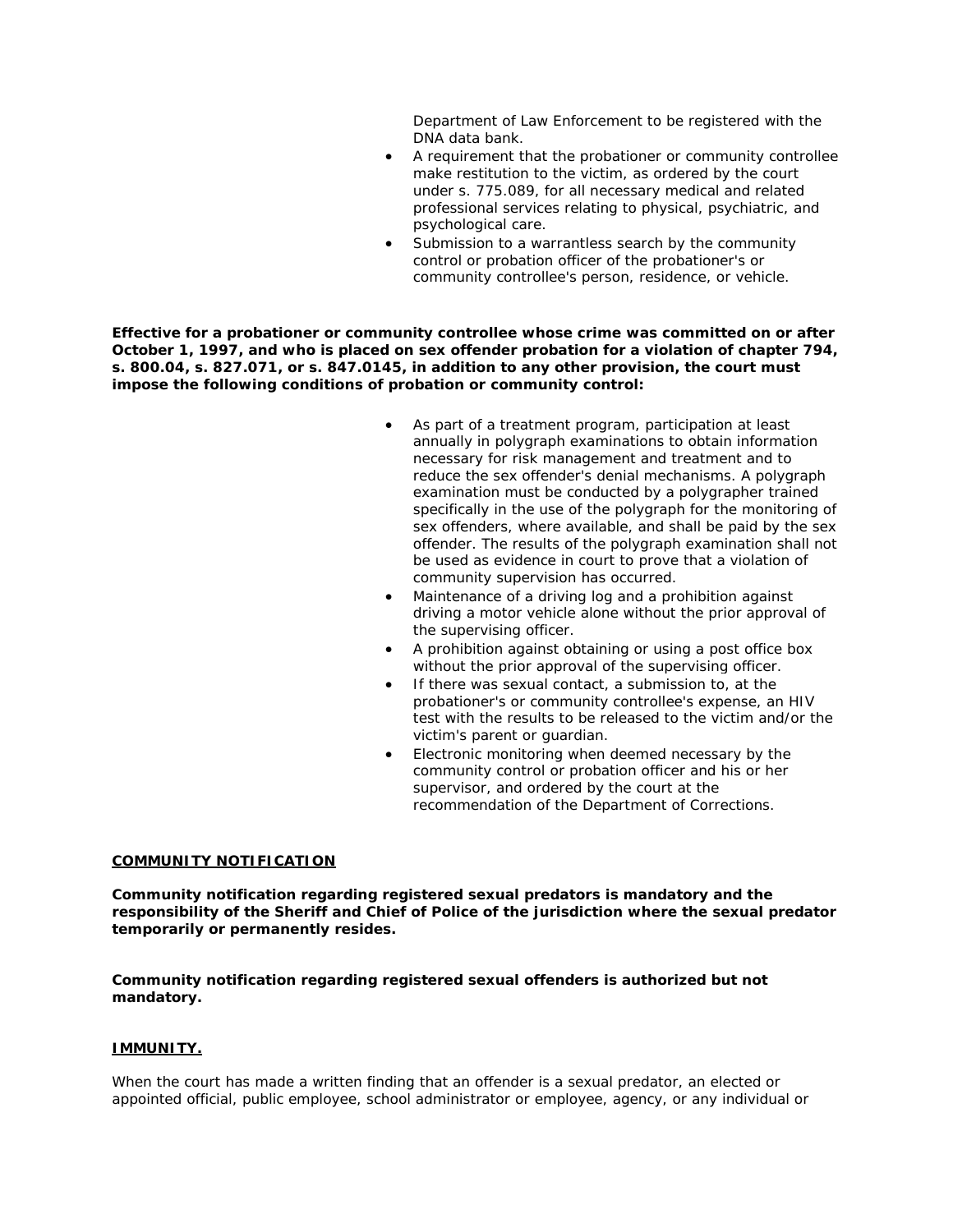Department of Law Enforcement to be registered with the DNA data bank.

- A requirement that the probationer or community controllee make restitution to the victim, as ordered by the court under s. 775.089, for all necessary medical and related professional services relating to physical, psychiatric, and psychological care.
- Submission to a warrantless search by the community control or probation officer of the probationer's or community controllee's person, residence, or vehicle.

**Effective for a probationer or community controllee whose crime was committed on or after October 1, 1997, and who is placed on sex offender probation for a violation of chapter 794, s. 800.04, s. 827.071, or s. 847.0145, in addition to any other provision, the court must impose the following conditions of probation or community control:**

- As part of a treatment program, participation at least annually in polygraph examinations to obtain information necessary for risk management and treatment and to reduce the sex offender's denial mechanisms. A polygraph examination must be conducted by a polygrapher trained specifically in the use of the polygraph for the monitoring of sex offenders, where available, and shall be paid by the sex offender. The results of the polygraph examination shall not be used as evidence in court to prove that a violation of community supervision has occurred.
- Maintenance of a driving log and a prohibition against driving a motor vehicle alone without the prior approval of the supervising officer.
- A prohibition against obtaining or using a post office box without the prior approval of the supervising officer.
- If there was sexual contact, a submission to, at the probationer's or community controllee's expense, an HIV test with the results to be released to the victim and/or the victim's parent or guardian.
- Electronic monitoring when deemed necessary by the community control or probation officer and his or her supervisor, and ordered by the court at the recommendation of the Department of Corrections.

**<u>COMMUNITY NOTIFICATION</u>**

**Community notification regarding registered sexual predators is mandatory and the responsibility of the Sheriff and Chief of Police of the jurisdiction where the sexual predator temporarily or permanently resides.**

**Community notification regarding registered sexual offenders is authorized but not mandatory.**

**<u>IMMUNITY.</u>**

When the court has made a written finding that an offender is a sexual predator, an elected or appointed official, public employee, school administrator or employee, agency, or any individual or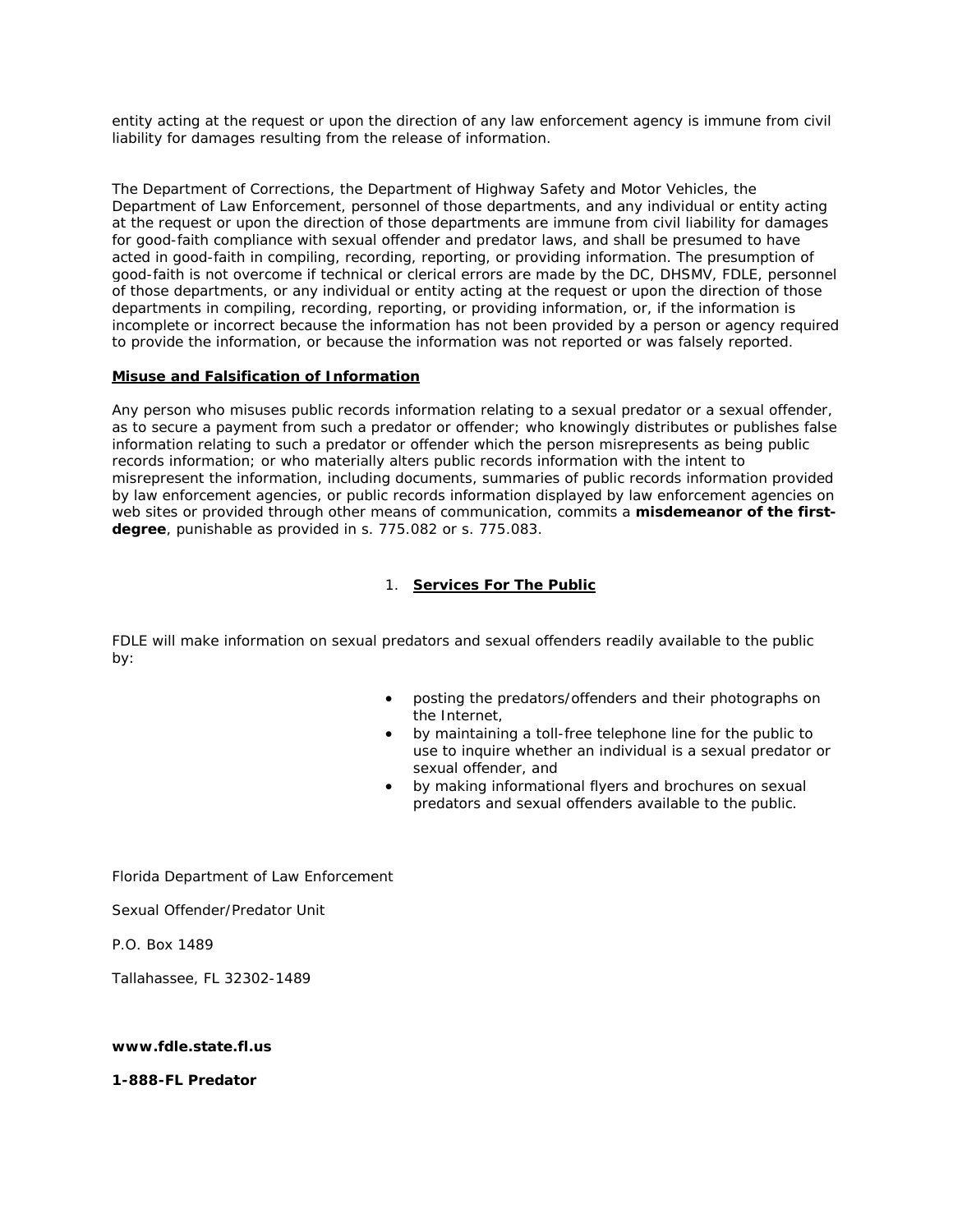entity acting at the request or upon the direction of any law enforcement agency is immune from civil liability for damages resulting from the release of information.

The Department of Corrections, the Department of Highway Safety and Motor Vehicles, the Department of Law Enforcement, personnel of those departments, and any individual or entity acting at the request or upon the direction of those departments are immune from civil liability for damages for good-faith compliance with sexual offender and predator laws, and shall be presumed to have acted in good-faith in compiling, recording, reporting, or providing information. The presumption of good-faith is not overcome if technical or clerical errors are made by the DC, DHSMV, FDLE, personnel of those departments, or any individual or entity acting at the request or upon the direction of those departments in compiling, recording, reporting, or providing information, or, if the information is incomplete or incorrect because the information has not been provided by a person or agency required to provide the information, or because the information was not reported or was falsely reported.

**Misuse and Falsification of Information**

Any person who misuses public records information relating to a sexual predator or a sexual offender, as to secure a payment from such a predator or offender; who knowingly distributes or publishes false information relating to such a predator or offender which the person misrepresents as being public records information; or who materially alters public records information with the intent to misrepresent the information, including documents, summaries of public records information provided by law enforcement agencies, or public records information displayed by law enforcement agencies on web sites or provided through other means of communication, commits a **misdemeanor of the first-degree**, punishable as provided in s. 775.082 or s. 775.083.

## 1. Services For The Public

FDLE will make information on sexual predators and sexual offenders readily available to the public by:

- posting the predators/offenders and their photographs on the Internet,
- by maintaining a toll-free telephone line for the public to use to inquire whether an individual is a sexual predator or sexual offender, and
- by making informational flyers and brochures on sexual predators and sexual offenders available to the public.

Florida Department of Law Enforcement

Sexual Offender/Predator Unit

P.O. Box 1489

Tallahassee, FL 32302-1489

**www.fdle.state.fl.us**

**1-888-FL Predator**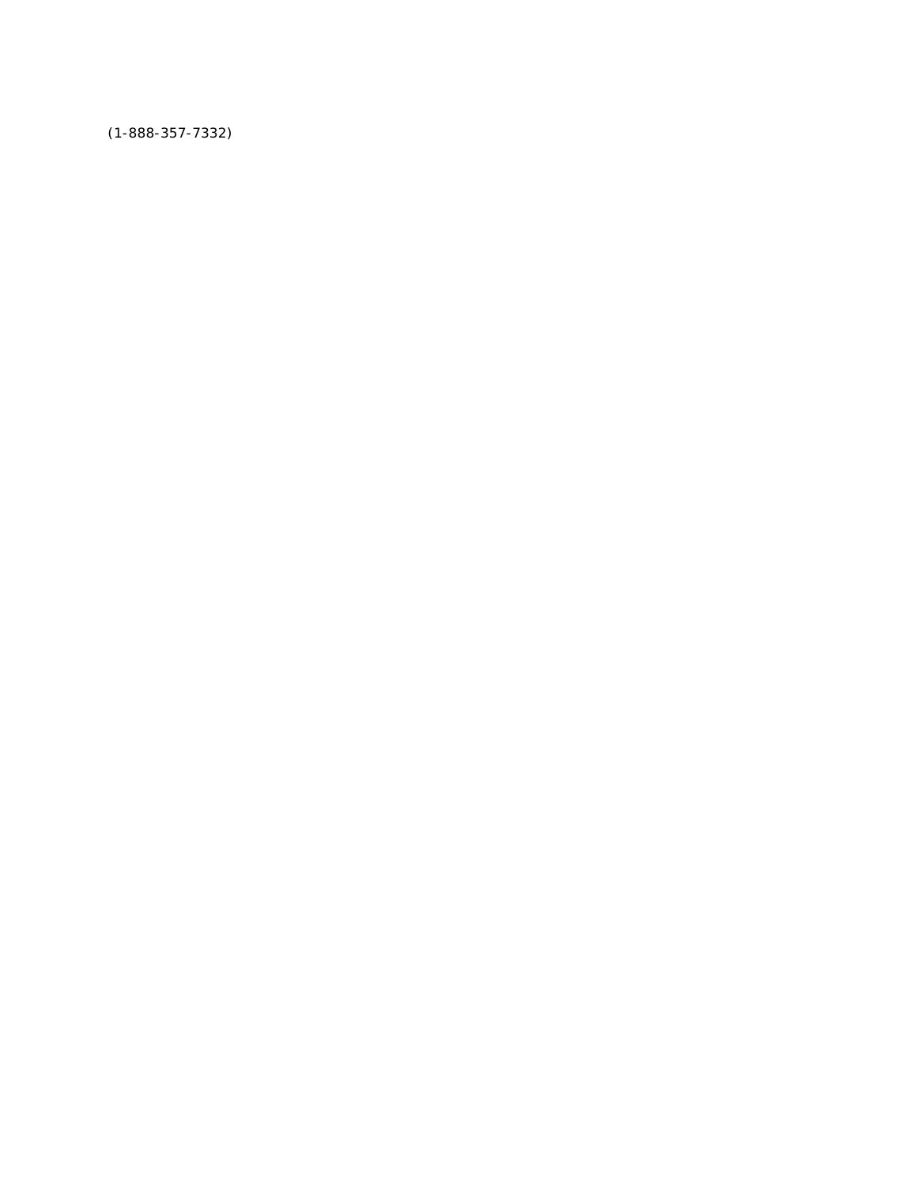(1-888-357-7332)